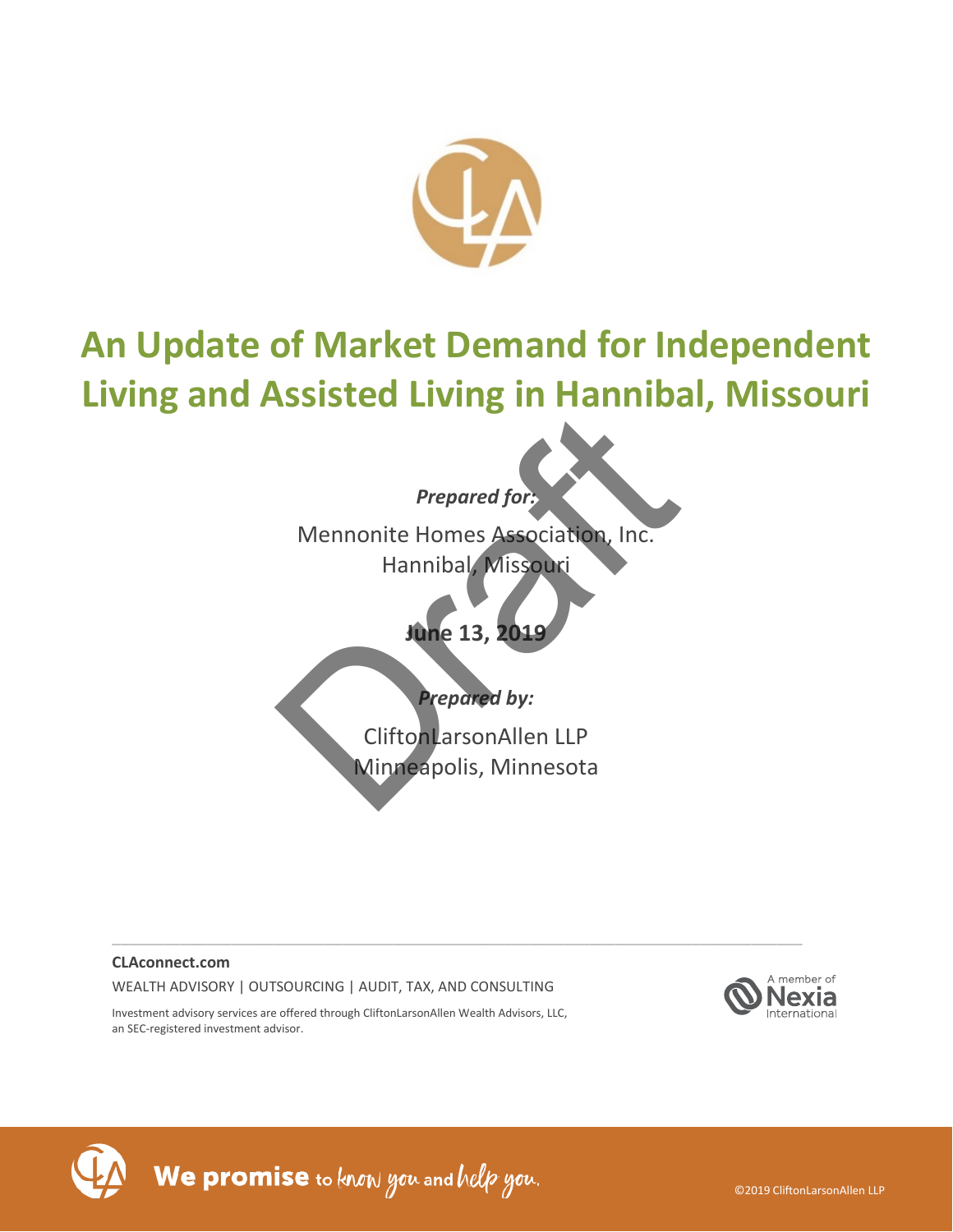# An Update of Market Demand for Independent Living and Assisted Living in Hannibal, Missouri

***Prepared for:***

Mennonite Homes Association, Inc.
Hannibal, Missouri

**June 13, 2019**

***Prepared by:***

CliftonLarsonAllen LLP
Minneapolis, Minnesota

Draft

---

**CLAconnect.com**

WEALTH ADVISORY | OUTSOURCING | AUDIT, TAX, AND CONSULTING

Investment advisory services are offered through CliftonLarsonAllen Wealth Advisors, LLC, an SEC-registered investment advisor.

A member of Nexia International

We promise to know you and help you.

©2019 CliftonLarsonAllen LLP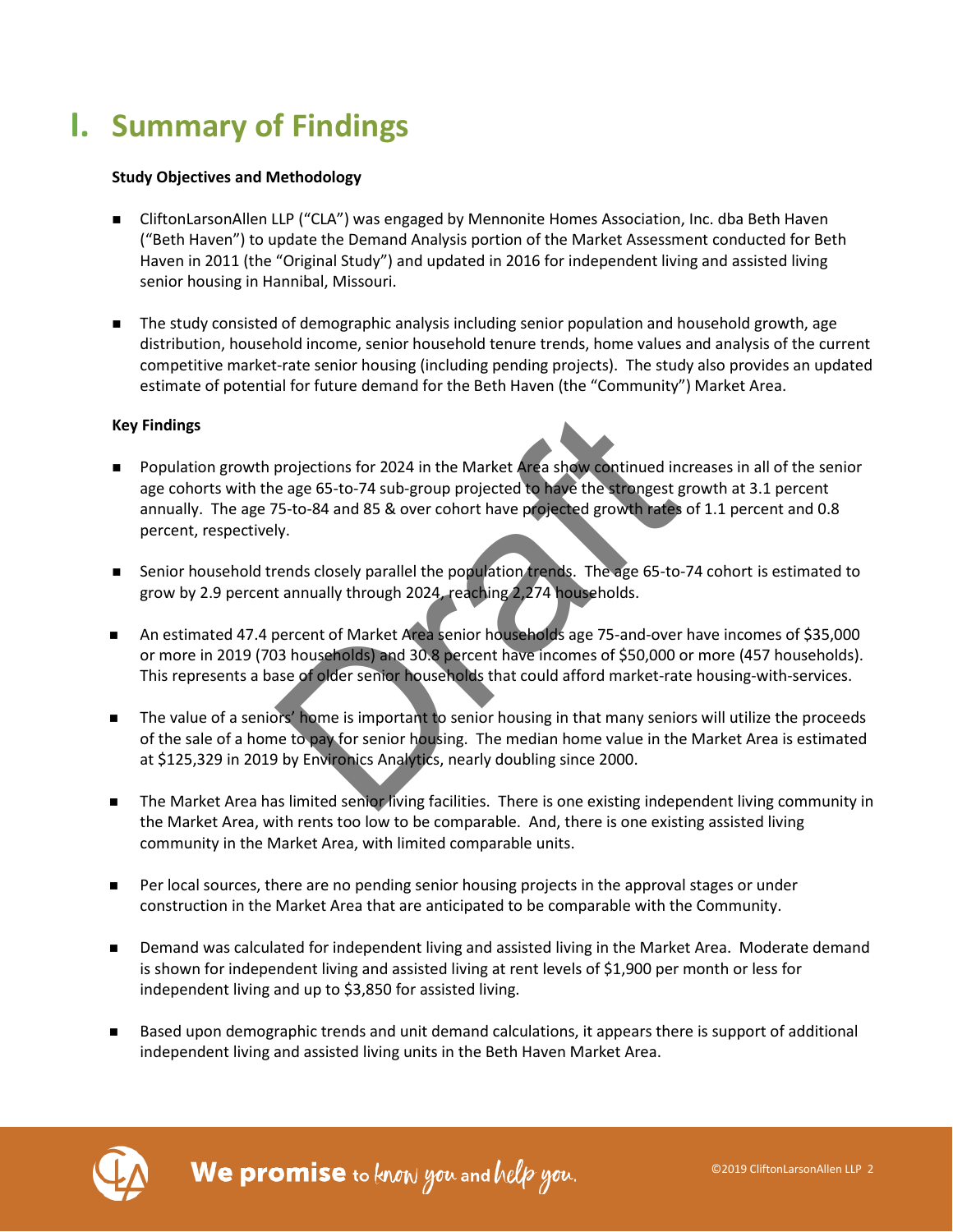# I. Summary of Findings

**Study Objectives and Methodology**

- CliftonLarsonAllen LLP ("CLA") was engaged by Mennonite Homes Association, Inc. dba Beth Haven ("Beth Haven") to update the Demand Analysis portion of the Market Assessment conducted for Beth Haven in 2011 (the "Original Study") and updated in 2016 for independent living and assisted living senior housing in Hannibal, Missouri.

- The study consisted of demographic analysis including senior population and household growth, age distribution, household income, senior household tenure trends, home values and analysis of the current competitive market-rate senior housing (including pending projects). The study also provides an updated estimate of potential for future demand for the Beth Haven (the "Community") Market Area.

**Key Findings**

- Population growth projections for 2024 in the Market Area show continued increases in all of the senior age cohorts with the age 65-to-74 sub-group projected to have the strongest growth at 3.1 percent annually. The age 75-to-84 and 85 & over cohort have projected growth rates of 1.1 percent and 0.8 percent, respectively.

- Senior household trends closely parallel the population trends. The age 65-to-74 cohort is estimated to grow by 2.9 percent annually through 2024, reaching 2,274 households.

- An estimated 47.4 percent of Market Area senior households age 75-and-over have incomes of $35,000 or more in 2019 (703 households) and 30.8 percent have incomes of $50,000 or more (457 households). This represents a base of older senior households that could afford market-rate housing-with-services.

- The value of a seniors' home is important to senior housing in that many seniors will utilize the proceeds of the sale of a home to pay for senior housing. The median home value in the Market Area is estimated at $125,329 in 2019 by Environics Analytics, nearly doubling since 2000.

- The Market Area has limited senior living facilities. There is one existing independent living community in the Market Area, with rents too low to be comparable. And, there is one existing assisted living community in the Market Area, with limited comparable units.

- Per local sources, there are no pending senior housing projects in the approval stages or under construction in the Market Area that are anticipated to be comparable with the Community.

- Demand was calculated for independent living and assisted living in the Market Area. Moderate demand is shown for independent living and assisted living at rent levels of $1,900 per month or less for independent living and up to $3,850 for assisted living.

- Based upon demographic trends and unit demand calculations, it appears there is support of additional independent living and assisted living units in the Beth Haven Market Area.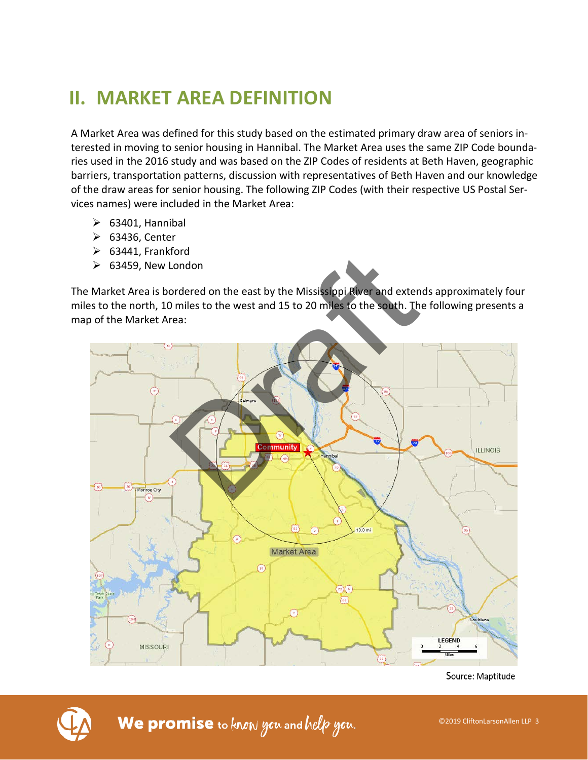# II. MARKET AREA DEFINITION

A Market Area was defined for this study based on the estimated primary draw area of seniors interested in moving to senior housing in Hannibal. The Market Area uses the same ZIP Code boundaries used in the 2016 study and was based on the ZIP Codes of residents at Beth Haven, geographic barriers, transportation patterns, discussion with representatives of Beth Haven and our knowledge of the draw areas for senior housing. The following ZIP Codes (with their respective US Postal Services names) were included in the Market Area:

- 63401, Hannibal
- 63436, Center
- 63441, Frankford
- 63459, New London

The Market Area is bordered on the east by the Mississippi River and extends approximately four miles to the north, 10 miles to the west and 15 to 20 miles to the south. The following presents a map of the Market Area:

Source: Maptitude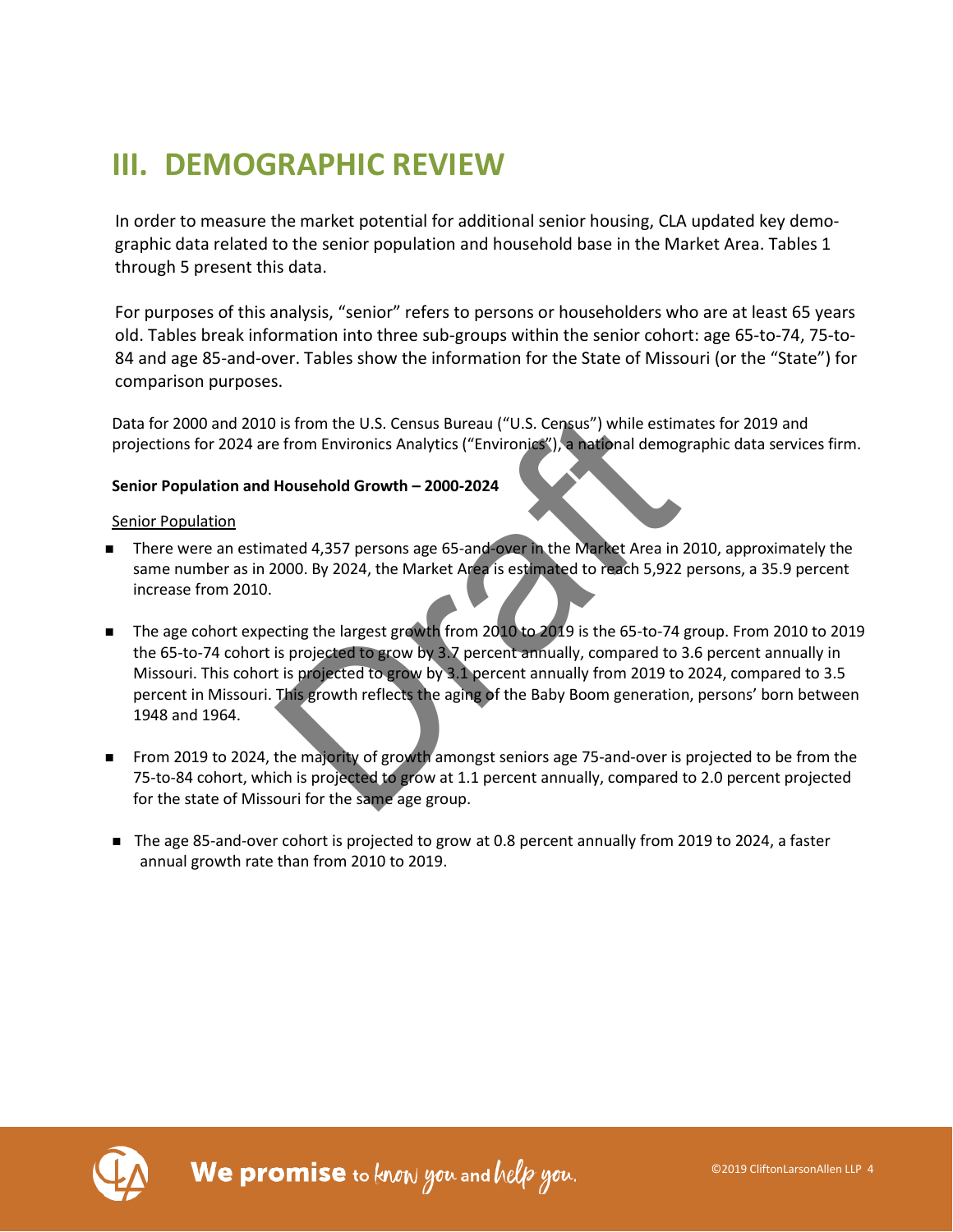# III. DEMOGRAPHIC REVIEW

In order to measure the market potential for additional senior housing, CLA updated key demographic data related to the senior population and household base in the Market Area. Tables 1 through 5 present this data.

For purposes of this analysis, "senior" refers to persons or householders who are at least 65 years old. Tables break information into three sub-groups within the senior cohort: age 65-to-74, 75-to-84 and age 85-and-over. Tables show the information for the State of Missouri (or the "State") for comparison purposes.

Data for 2000 and 2010 is from the U.S. Census Bureau ("U.S. Census") while estimates for 2019 and projections for 2024 are from Environics Analytics ("Environics"), a national demographic data services firm.

**Senior Population and Household Growth – 2000-2024**

Senior Population

- There were an estimated 4,357 persons age 65-and-over in the Market Area in 2010, approximately the same number as in 2000. By 2024, the Market Area is estimated to reach 5,922 persons, a 35.9 percent increase from 2010.

- The age cohort expecting the largest growth from 2010 to 2019 is the 65-to-74 group. From 2010 to 2019 the 65-to-74 cohort is projected to grow by 3.7 percent annually, compared to 3.6 percent annually in Missouri. This cohort is projected to grow by 3.1 percent annually from 2019 to 2024, compared to 3.5 percent in Missouri. This growth reflects the aging of the Baby Boom generation, persons' born between 1948 and 1964.

- From 2019 to 2024, the majority of growth amongst seniors age 75-and-over is projected to be from the 75-to-84 cohort, which is projected to grow at 1.1 percent annually, compared to 2.0 percent projected for the state of Missouri for the same age group.

- The age 85-and-over cohort is projected to grow at 0.8 percent annually from 2019 to 2024, a faster annual growth rate than from 2010 to 2019.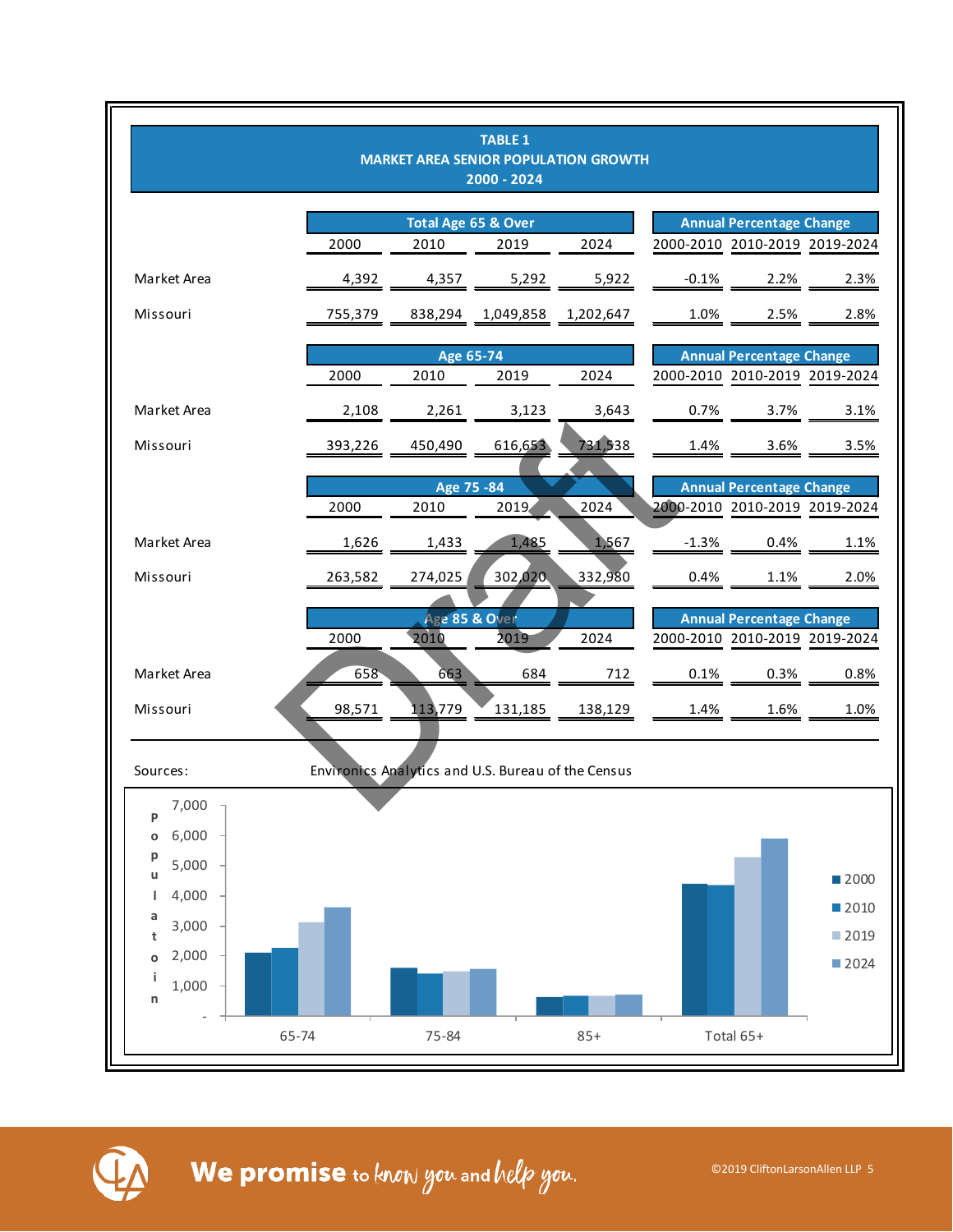**TABLE 1**
**MARKET AREA SENIOR POPULATION GROWTH**
**2000 - 2024**

| | Total Age 65 & Over | | | | Annual Percentage Change | | |
|---|---|---|---|---|---|---|---|
| | 2000 | 2010 | 2019 | 2024 | 2000-2010 | 2010-2019 | 2019-2024 |
| Market Area | 4,392 | 4,357 | 5,292 | 5,922 | -0.1% | 2.2% | 2.3% |
| Missouri | 755,379 | 838,294 | 1,049,858 | 1,202,647 | 1.0% | 2.5% | 2.8% |
| | **Age 65-74** | | | | **Annual Percentage Change** | | |
| | 2000 | 2010 | 2019 | 2024 | 2000-2010 | 2010-2019 | 2019-2024 |
| Market Area | 2,108 | 2,261 | 3,123 | 3,643 | 0.7% | 3.7% | 3.1% |
| Missouri | 393,226 | 450,490 | 616,653 | 731,538 | 1.4% | 3.6% | 3.5% |
| | **Age 75 -84** | | | | **Annual Percentage Change** | | |
| | 2000 | 2010 | 2019 | 2024 | 2000-2010 | 2010-2019 | 2019-2024 |
| Market Area | 1,626 | 1,433 | 1,485 | 1,567 | -1.3% | 0.4% | 1.1% |
| Missouri | 263,582 | 274,025 | 302,020 | 332,980 | 0.4% | 1.1% | 2.0% |
| | **Age 85 & Over** | | | | **Annual Percentage Change** | | |
| | 2000 | 2010 | 2019 | 2024 | 2000-2010 | 2010-2019 | 2019-2024 |
| Market Area | 658 | 663 | 684 | 712 | 0.1% | 0.3% | 0.8% |
| Missouri | 98,571 | 113,779 | 131,185 | 138,129 | 1.4% | 1.6% | 1.0% |

Sources: Environics Analytics and U.S. Bureau of the Census

Draft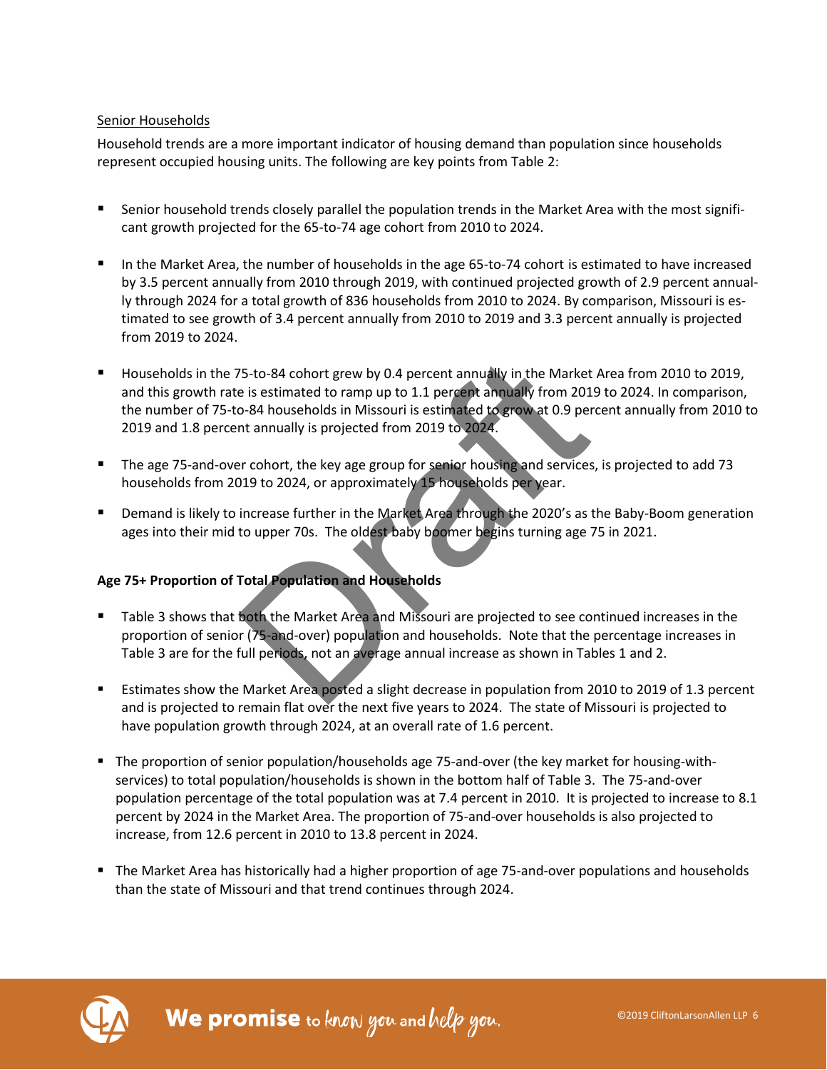Senior Households

Household trends are a more important indicator of housing demand than population since households represent occupied housing units. The following are key points from Table 2:

- Senior household trends closely parallel the population trends in the Market Area with the most significant growth projected for the 65-to-74 age cohort from 2010 to 2024.

- In the Market Area, the number of households in the age 65-to-74 cohort is estimated to have increased by 3.5 percent annually from 2010 through 2019, with continued projected growth of 2.9 percent annually through 2024 for a total growth of 836 households from 2010 to 2024. By comparison, Missouri is estimated to see growth of 3.4 percent annually from 2010 to 2019 and 3.3 percent annually is projected from 2019 to 2024.

- Households in the 75-to-84 cohort grew by 0.4 percent annually in the Market Area from 2010 to 2019, and this growth rate is estimated to ramp up to 1.1 percent annually from 2019 to 2024. In comparison, the number of 75-to-84 households in Missouri is estimated to grow at 0.9 percent annually from 2010 to 2019 and 1.8 percent annually is projected from 2019 to 2024.

- The age 75-and-over cohort, the key age group for senior housing and services, is projected to add 73 households from 2019 to 2024, or approximately 15 households per year.

- Demand is likely to increase further in the Market Area through the 2020's as the Baby-Boom generation ages into their mid to upper 70s. The oldest baby boomer begins turning age 75 in 2021.

**Age 75+ Proportion of Total Population and Households**

- Table 3 shows that both the Market Area and Missouri are projected to see continued increases in the proportion of senior (75-and-over) population and households. Note that the percentage increases in Table 3 are for the full periods, not an average annual increase as shown in Tables 1 and 2.

- Estimates show the Market Area posted a slight decrease in population from 2010 to 2019 of 1.3 percent and is projected to remain flat over the next five years to 2024. The state of Missouri is projected to have population growth through 2024, at an overall rate of 1.6 percent.

- The proportion of senior population/households age 75-and-over (the key market for housing-with-services) to total population/households is shown in the bottom half of Table 3. The 75-and-over population percentage of the total population was at 7.4 percent in 2010. It is projected to increase to 8.1 percent by 2024 in the Market Area. The proportion of 75-and-over households is also projected to increase, from 12.6 percent in 2010 to 13.8 percent in 2024.

- The Market Area has historically had a higher proportion of age 75-and-over populations and households than the state of Missouri and that trend continues through 2024.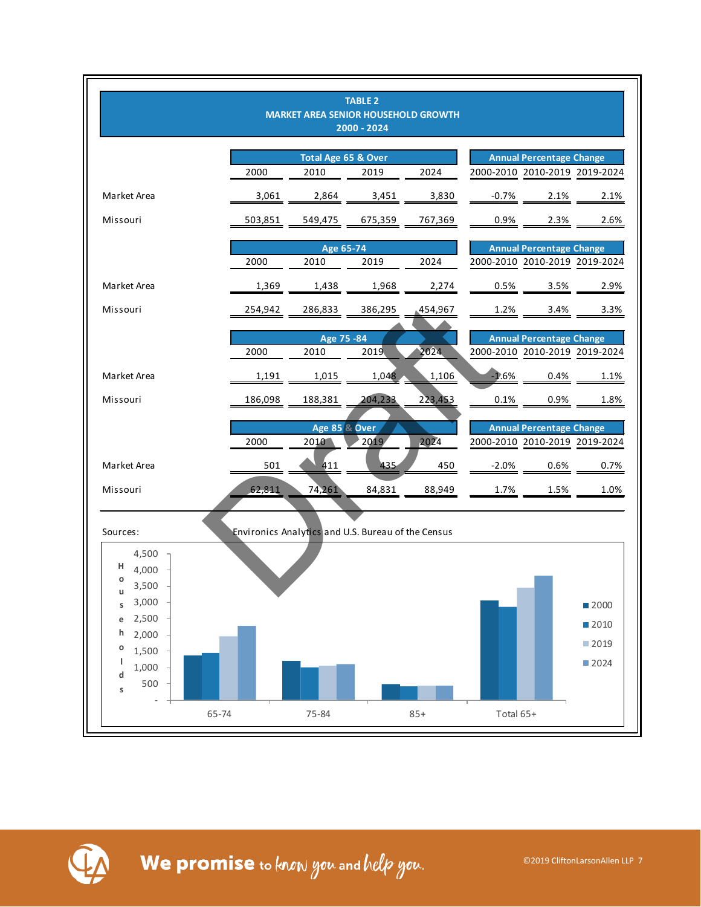# TABLE 2
## MARKET AREA SENIOR HOUSEHOLD GROWTH
## 2000 - 2024

| | Total Age 65 & Over | | | | Annual Percentage Change | | |
|---|---|---|---|---|---|---|---|
| | 2000 | 2010 | 2019 | 2024 | 2000-2010 | 2010-2019 | 2019-2024 |
| Market Area | 3,061 | 2,864 | 3,451 | 3,830 | -0.7% | 2.1% | 2.1% |
| Missouri | 503,851 | 549,475 | 675,359 | 767,369 | 0.9% | 2.3% | 2.6% |
| | **Age 65-74** | | | | **Annual Percentage Change** | | |
| | 2000 | 2010 | 2019 | 2024 | 2000-2010 | 2010-2019 | 2019-2024 |
| Market Area | 1,369 | 1,438 | 1,968 | 2,274 | 0.5% | 3.5% | 2.9% |
| Missouri | 254,942 | 286,833 | 386,295 | 454,967 | 1.2% | 3.4% | 3.3% |
| | **Age 75 -84** | | | | **Annual Percentage Change** | | |
| | 2000 | 2010 | 2019 | 2024 | 2000-2010 | 2010-2019 | 2019-2024 |
| Market Area | 1,191 | 1,015 | 1,048 | 1,106 | -1.6% | 0.4% | 1.1% |
| Missouri | 186,098 | 188,381 | 204,233 | 223,453 | 0.1% | 0.9% | 1.8% |
| | **Age 85 & Over** | | | | **Annual Percentage Change** | | |
| | 2000 | 2010 | 2019 | 2024 | 2000-2010 | 2010-2019 | 2019-2024 |
| Market Area | 501 | 411 | 435 | 450 | -2.0% | 0.6% | 0.7% |
| Missouri | 62,811 | 74,261 | 84,831 | 88,949 | 1.7% | 1.5% | 1.0% |

Sources: Environics Analytics and U.S. Bureau of the Census

Draft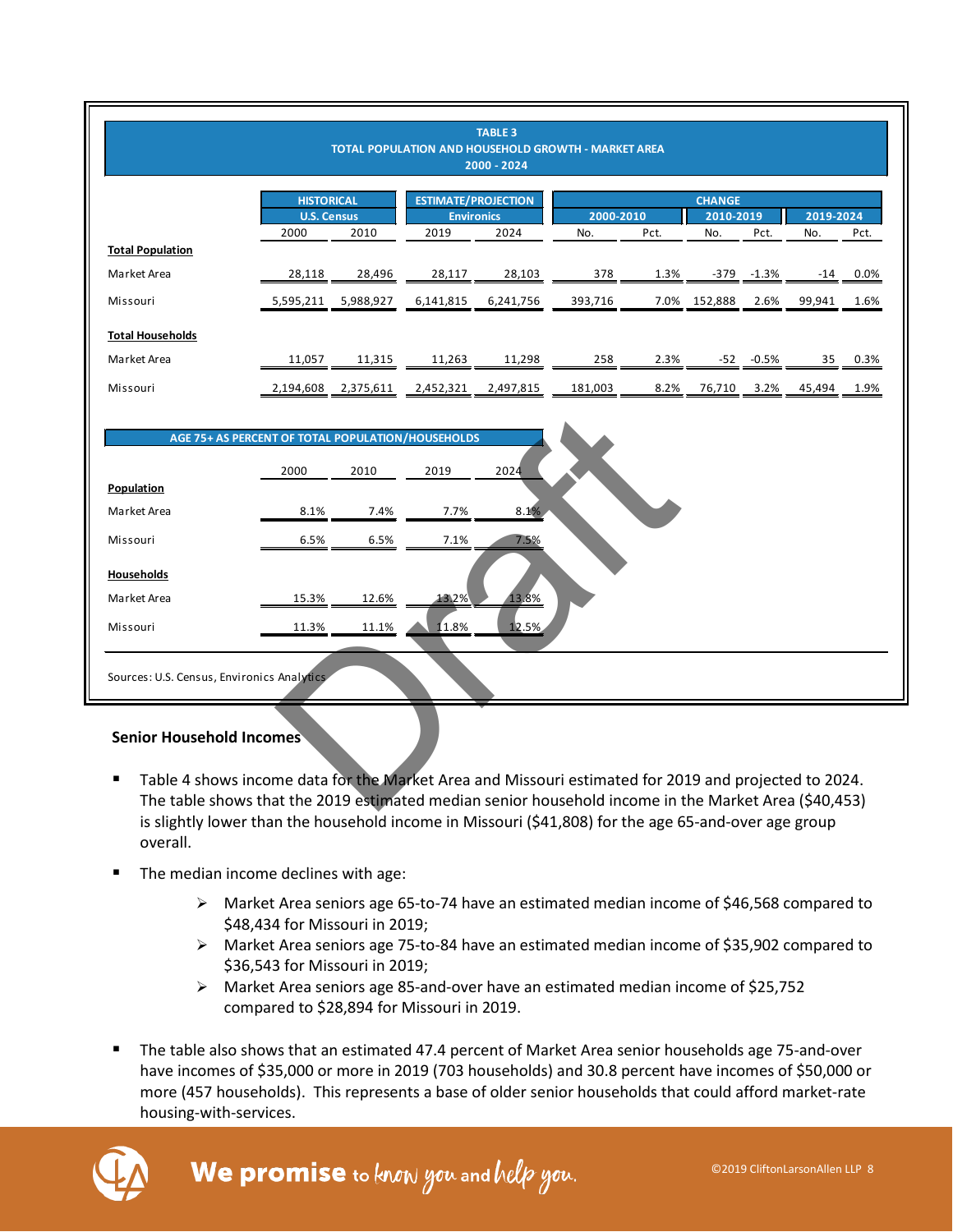**TABLE 3**
**TOTAL POPULATION AND HOUSEHOLD GROWTH - MARKET AREA**
**2000 - 2024**

| | HISTORICAL U.S. Census | | ESTIMATE/PROJECTION Environics | | CHANGE 2000-2010 | | CHANGE 2010-2019 | | CHANGE 2019-2024 | |
|---|---|---|---|---|---|---|---|---|---|---|
| | 2000 | 2010 | 2019 | 2024 | No. | Pct. | No. | Pct. | No. | Pct. |
| **Total Population** | | | | | | | | | | |
| Market Area | 28,118 | 28,496 | 28,117 | 28,103 | 378 | 1.3% | -379 | -1.3% | -14 | 0.0% |
| Missouri | 5,595,211 | 5,988,927 | 6,141,815 | 6,241,756 | 393,716 | 7.0% | 152,888 | 2.6% | 99,941 | 1.6% |
| **Total Households** | | | | | | | | | | |
| Market Area | 11,057 | 11,315 | 11,263 | 11,298 | 258 | 2.3% | -52 | -0.5% | 35 | 0.3% |
| Missouri | 2,194,608 | 2,375,611 | 2,452,321 | 2,497,815 | 181,003 | 8.2% | 76,710 | 3.2% | 45,494 | 1.9% |

**AGE 75+ AS PERCENT OF TOTAL POPULATION/HOUSEHOLDS**

| | 2000 | 2010 | 2019 | 2024 |
|---|---|---|---|---|
| **Population** | | | | |
| Market Area | 8.1% | 7.4% | 7.7% | 8.1% |
| Missouri | 6.5% | 6.5% | 7.1% | 7.5% |
| **Households** | | | | |
| Market Area | 15.3% | 12.6% | 13.2% | 13.8% |
| Missouri | 11.3% | 11.1% | 11.8% | 12.5% |

Sources: U.S. Census, Environics Analytics

### Senior Household Incomes

- Table 4 shows income data for the Market Area and Missouri estimated for 2019 and projected to 2024. The table shows that the 2019 estimated median senior household income in the Market Area ($40,453) is slightly lower than the household income in Missouri ($41,808) for the age 65-and-over age group overall.
- The median income declines with age:
  - Market Area seniors age 65-to-74 have an estimated median income of $46,568 compared to $48,434 for Missouri in 2019;
  - Market Area seniors age 75-to-84 have an estimated median income of $35,902 compared to $36,543 for Missouri in 2019;
  - Market Area seniors age 85-and-over have an estimated median income of $25,752 compared to $28,894 for Missouri in 2019.
- The table also shows that an estimated 47.4 percent of Market Area senior households age 75-and-over have incomes of $35,000 or more in 2019 (703 households) and 30.8 percent have incomes of $50,000 or more (457 households). This represents a base of older senior households that could afford market-rate housing-with-services.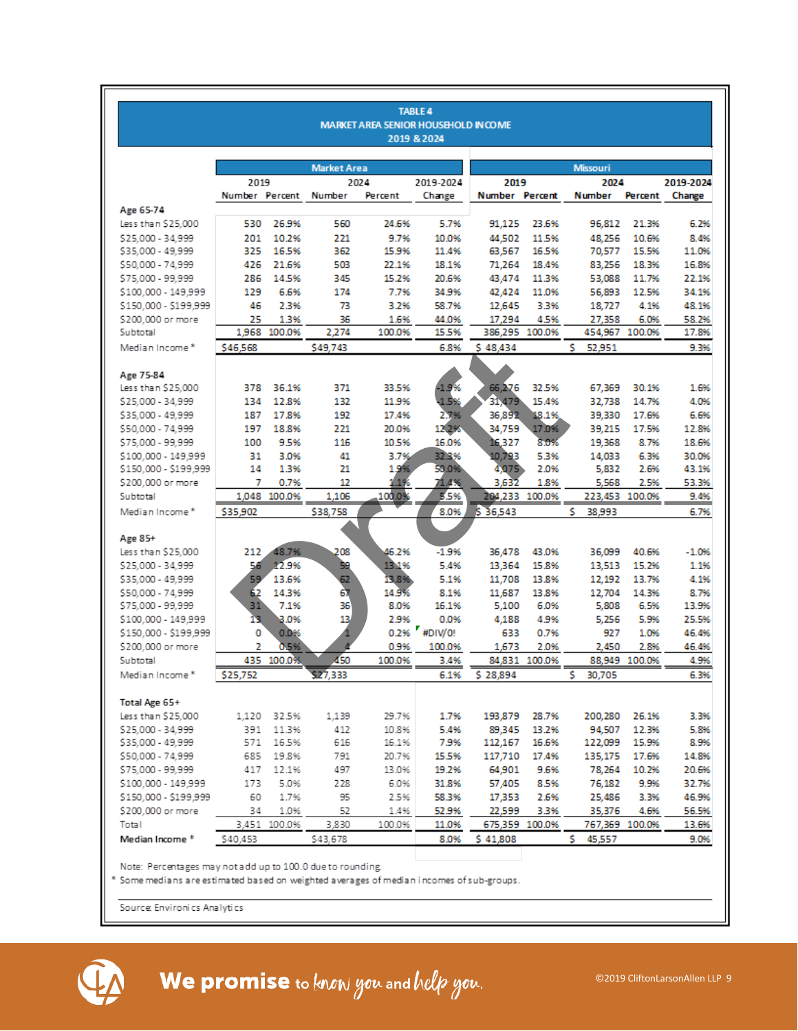## TABLE 4
## MARKET AREA SENIOR HOUSEHOLD INCOME
## 2019 & 2024

| | Market Area | | | | | Missouri | | | | |
|---|---|---|---|---|---|---|---|---|---|---|
| | 2019 | | 2024 | | 2019-2024 | 2019 | | 2024 | | 2019-2024 |
| | Number | Percent | Number | Percent | Change | Number | Percent | Number | Percent | Change |
| **Age 65-74** | | | | | | | | | | |
| Less than $25,000 | 530 | 26.9% | 560 | 24.6% | 5.7% | 91,125 | 23.6% | 96,812 | 21.3% | 6.2% |
| $25,000 - 34,999 | 201 | 10.2% | 221 | 9.7% | 10.0% | 44,502 | 11.5% | 48,256 | 10.6% | 8.4% |
| $35,000 - 49,999 | 325 | 16.5% | 362 | 15.9% | 11.4% | 63,567 | 16.5% | 70,577 | 15.5% | 11.0% |
| $50,000 - 74,999 | 426 | 21.6% | 503 | 22.1% | 18.1% | 71,264 | 18.4% | 83,256 | 18.3% | 16.8% |
| $75,000 - 99,999 | 286 | 14.5% | 345 | 15.2% | 20.6% | 43,474 | 11.3% | 53,088 | 11.7% | 22.1% |
| $100,000 - 149,999 | 129 | 6.6% | 174 | 7.7% | 34.9% | 42,424 | 11.0% | 56,893 | 12.5% | 34.1% |
| $150,000 - $199,999 | 46 | 2.3% | 73 | 3.2% | 58.7% | 12,645 | 3.3% | 18,727 | 4.1% | 48.1% |
| $200,000 or more | 25 | 1.3% | 36 | 1.6% | 44.0% | 17,294 | 4.5% | 27,358 | 6.0% | 58.2% |
| Subtotal | 1,968 | 100.0% | 2,274 | 100.0% | 15.5% | 386,295 | 100.0% | 454,967 | 100.0% | 17.8% |
| Median Income * | $46,568 | | $49,743 | | 6.8% | $ 48,434 | | $ 52,951 | | 9.3% |
| **Age 75-84** | | | | | | | | | | |
| Less than $25,000 | 378 | 36.1% | 371 | 33.5% | -1.9% | 66,276 | 32.5% | 67,369 | 30.1% | 1.6% |
| $25,000 - 34,999 | 134 | 12.8% | 132 | 11.9% | -1.5% | 31,479 | 15.4% | 32,738 | 14.7% | 4.0% |
| $35,000 - 49,999 | 187 | 17.8% | 192 | 17.4% | 2.7% | 36,892 | 18.1% | 39,330 | 17.6% | 6.6% |
| $50,000 - 74,999 | 197 | 18.8% | 221 | 20.0% | 12.2% | 34,759 | 17.0% | 39,215 | 17.5% | 12.8% |
| $75,000 - 99,999 | 100 | 9.5% | 116 | 10.5% | 16.0% | 16,327 | 8.0% | 19,368 | 8.7% | 18.6% |
| $100,000 - 149,999 | 31 | 3.0% | 41 | 3.7% | 32.3% | 10,793 | 5.3% | 14,033 | 6.3% | 30.0% |
| $150,000 - $199,999 | 14 | 1.3% | 21 | 1.9% | 50.0% | 4,075 | 2.0% | 5,832 | 2.6% | 43.1% |
| $200,000 or more | 7 | 0.7% | 12 | 1.1% | 71.4% | 3,632 | 1.8% | 5,568 | 2.5% | 53.3% |
| Subtotal | 1,048 | 100.0% | 1,106 | 100.0% | 5.5% | 204,233 | 100.0% | 223,453 | 100.0% | 9.4% |
| Median Income * | $35,902 | | $38,758 | | 8.0% | $ 36,543 | | $ 38,993 | | 6.7% |
| **Age 85+** | | | | | | | | | | |
| Less than $25,000 | 212 | 48.7% | 208 | 46.2% | -1.9% | 36,478 | 43.0% | 36,099 | 40.6% | -1.0% |
| $25,000 - 34,999 | 56 | 12.9% | 59 | 13.1% | 5.4% | 13,364 | 15.8% | 13,513 | 15.2% | 1.1% |
| $35,000 - 49,999 | 59 | 13.6% | 62 | 13.8% | 5.1% | 11,708 | 13.8% | 12,192 | 13.7% | 4.1% |
| $50,000 - 74,999 | 62 | 14.3% | 67 | 14.9% | 8.1% | 11,687 | 13.8% | 12,704 | 14.3% | 8.7% |
| $75,000 - 99,999 | 31 | 7.1% | 36 | 8.0% | 16.1% | 5,100 | 6.0% | 5,808 | 6.5% | 13.9% |
| $100,000 - 149,999 | 13 | 3.0% | 13 | 2.9% | 0.0% | 4,188 | 4.9% | 5,256 | 5.9% | 25.5% |
| $150,000 - $199,999 | 0 | 0.0% | 1 | 0.2% | #DIV/0! | 633 | 0.7% | 927 | 1.0% | 46.4% |
| $200,000 or more | 2 | 0.5% | 4 | 0.9% | 100.0% | 1,673 | 2.0% | 2,450 | 2.8% | 46.4% |
| Subtotal | 435 | 100.0% | 450 | 100.0% | 3.4% | 84,831 | 100.0% | 88,949 | 100.0% | 4.9% |
| Median Income * | $25,752 | | $27,333 | | 6.1% | $ 28,894 | | $ 30,705 | | 6.3% |
| **Total Age 65+** | | | | | | | | | | |
| Less than $25,000 | 1,120 | 32.5% | 1,139 | 29.7% | 1.7% | 193,879 | 28.7% | 200,280 | 26.1% | 3.3% |
| $25,000 - 34,999 | 391 | 11.3% | 412 | 10.8% | 5.4% | 89,345 | 13.2% | 94,507 | 12.3% | 5.8% |
| $35,000 - 49,999 | 571 | 16.5% | 616 | 16.1% | 7.9% | 112,167 | 16.6% | 122,099 | 15.9% | 8.9% |
| $50,000 - 74,999 | 685 | 19.8% | 791 | 20.7% | 15.5% | 117,710 | 17.4% | 135,175 | 17.6% | 14.8% |
| $75,000 - 99,999 | 417 | 12.1% | 497 | 13.0% | 19.2% | 64,901 | 9.6% | 78,264 | 10.2% | 20.6% |
| $100,000 - 149,999 | 173 | 5.0% | 228 | 6.0% | 31.8% | 57,405 | 8.5% | 76,182 | 9.9% | 32.7% |
| $150,000 - $199,999 | 60 | 1.7% | 95 | 2.5% | 58.3% | 17,353 | 2.6% | 25,486 | 3.3% | 46.9% |
| $200,000 or more | 34 | 1.0% | 52 | 1.4% | 52.9% | 22,599 | 3.3% | 35,376 | 4.6% | 56.5% |
| Total | 3,451 | 100.0% | 3,830 | 100.0% | 11.0% | 675,359 | 100.0% | 767,369 | 100.0% | 13.6% |
| **Median Income *** | $40,453 | | $43,678 | | 8.0% | $ 41,808 | | $ 45,557 | | 9.0% |

Note: Percentages may not add up to 100.0 due to rounding.
* Some medians are estimated based on weighted averages of median incomes of sub-groups.

Source: Environics Analytics

Draft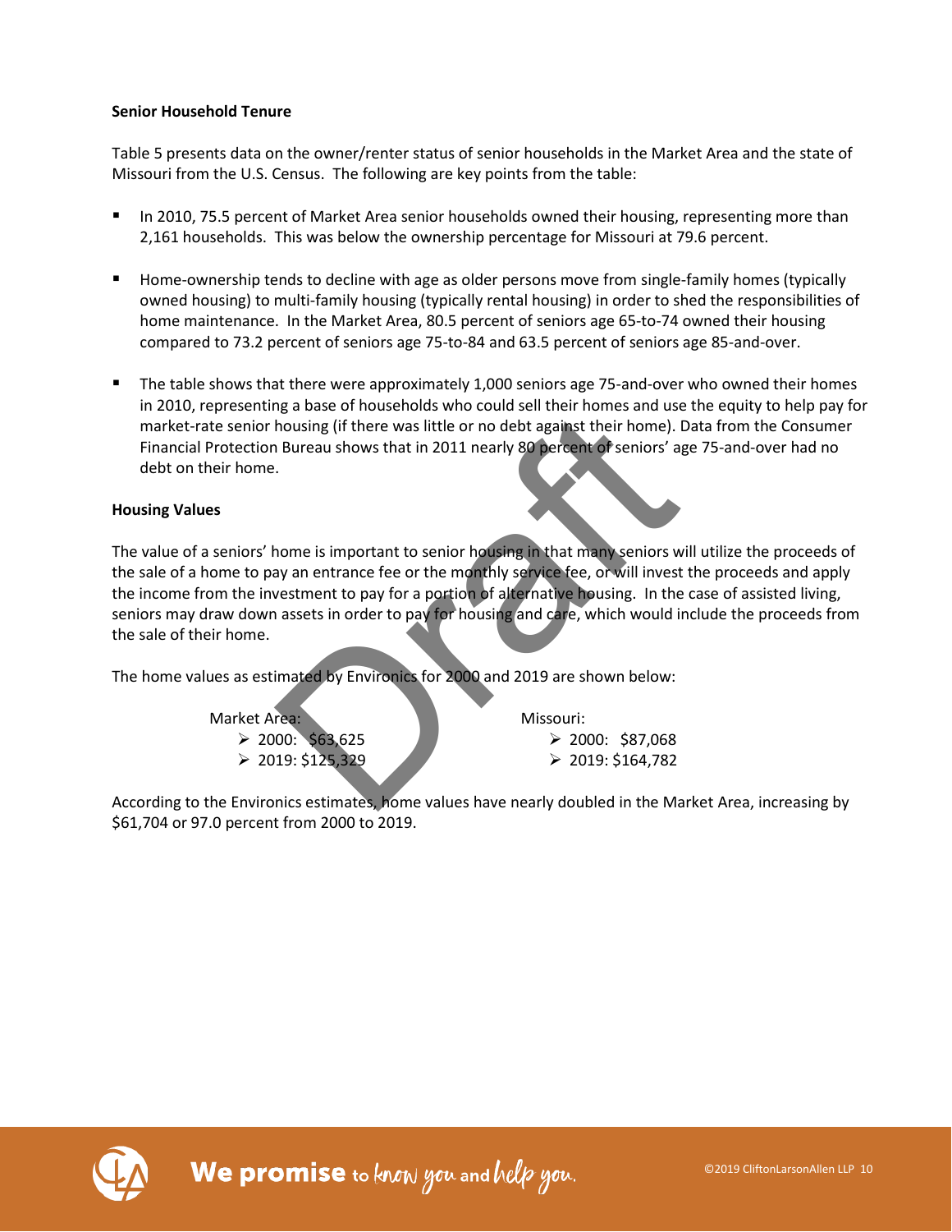**Senior Household Tenure**

Table 5 presents data on the owner/renter status of senior households in the Market Area and the state of Missouri from the U.S. Census. The following are key points from the table:

- In 2010, 75.5 percent of Market Area senior households owned their housing, representing more than 2,161 households. This was below the ownership percentage for Missouri at 79.6 percent.

- Home-ownership tends to decline with age as older persons move from single-family homes (typically owned housing) to multi-family housing (typically rental housing) in order to shed the responsibilities of home maintenance. In the Market Area, 80.5 percent of seniors age 65-to-74 owned their housing compared to 73.2 percent of seniors age 75-to-84 and 63.5 percent of seniors age 85-and-over.

- The table shows that there were approximately 1,000 seniors age 75-and-over who owned their homes in 2010, representing a base of households who could sell their homes and use the equity to help pay for market-rate senior housing (if there was little or no debt against their home). Data from the Consumer Financial Protection Bureau shows that in 2011 nearly 80 percent of seniors' age 75-and-over had no debt on their home.

**Housing Values**

The value of a seniors' home is important to senior housing in that many seniors will utilize the proceeds of the sale of a home to pay an entrance fee or the monthly service fee, or will invest the proceeds and apply the income from the investment to pay for a portion of alternative housing. In the case of assisted living, seniors may draw down assets in order to pay for housing and care, which would include the proceeds from the sale of their home.

The home values as estimated by Environics for 2000 and 2019 are shown below:

Market Area:
- 2000: $63,625
- 2019: $125,329

Missouri:
- 2000: $87,068
- 2019: $164,782

According to the Environics estimates, home values have nearly doubled in the Market Area, increasing by $61,704 or 97.0 percent from 2000 to 2019.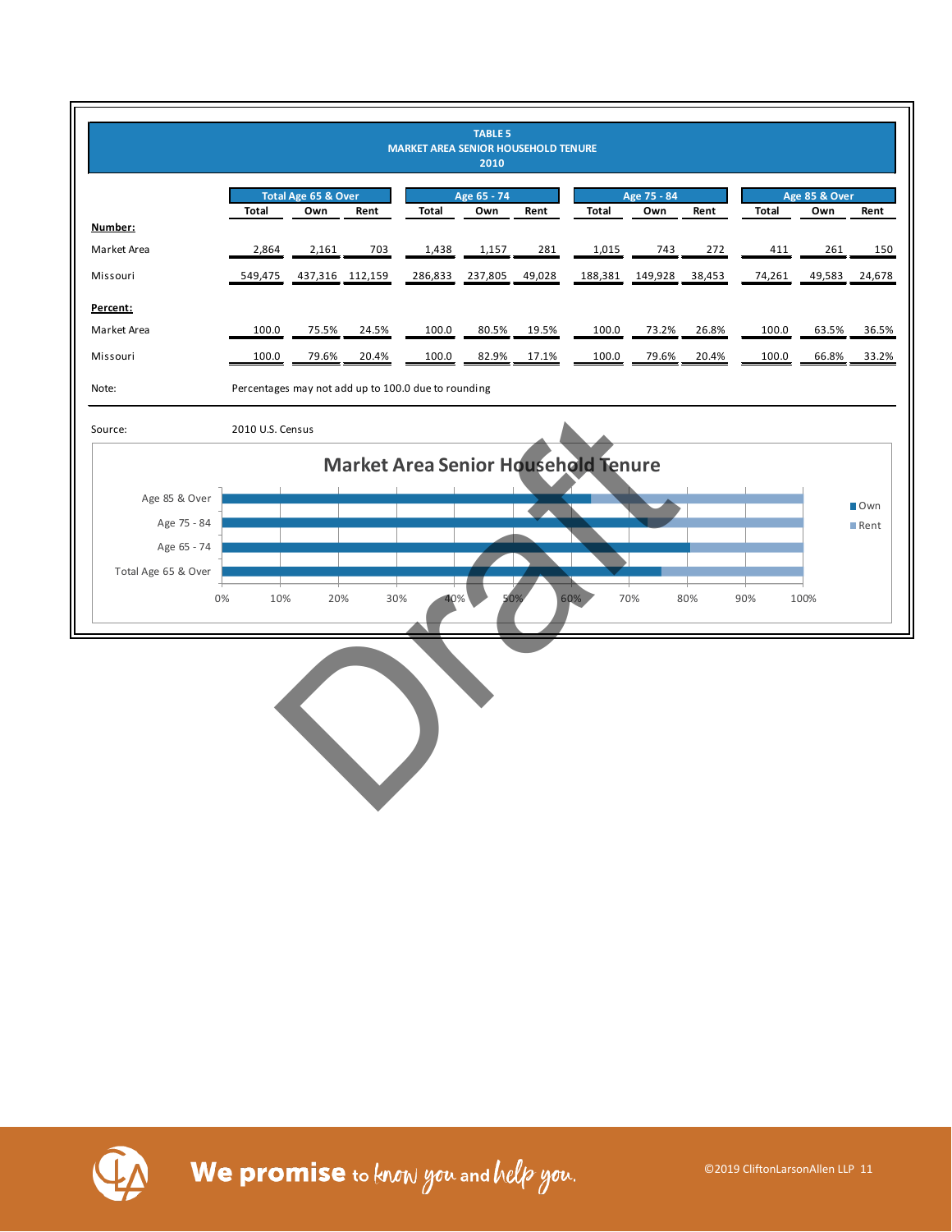**TABLE 5**
**MARKET AREA SENIOR HOUSEHOLD TENURE**
**2010**

| | Total Age 65 & Over | | | Age 65 - 74 | | | Age 75 - 84 | | | Age 85 & Over | | |
|---|---|---|---|---|---|---|---|---|---|---|---|---|
| | Total | Own | Rent | Total | Own | Rent | Total | Own | Rent | Total | Own | Rent |
| **Number:** | | | | | | | | | | | | |
| Market Area | 2,864 | 2,161 | 703 | 1,438 | 1,157 | 281 | 1,015 | 743 | 272 | 411 | 261 | 150 |
| Missouri | 549,475 | 437,316 | 112,159 | 286,833 | 237,805 | 49,028 | 188,381 | 149,928 | 38,453 | 74,261 | 49,583 | 24,678 |
| **Percent:** | | | | | | | | | | | | |
| Market Area | 100.0 | 75.5% | 24.5% | 100.0 | 80.5% | 19.5% | 100.0 | 73.2% | 26.8% | 100.0 | 63.5% | 36.5% |
| Missouri | 100.0 | 79.6% | 20.4% | 100.0 | 82.9% | 17.1% | 100.0 | 79.6% | 20.4% | 100.0 | 66.8% | 33.2% |

Note: Percentages may not add up to 100.0 due to rounding

Source: 2010 U.S. Census

**Market Area Senior Household Tenure**

| | Own | Rent |
|---|---|---|
| Age 85 & Over | 63.5% | 36.5% |
| Age 75 - 84 | 73.2% | 26.8% |
| Age 65 - 74 | 80.5% | 19.5% |
| Total Age 65 & Over | 75.5% | 24.5% |

Draft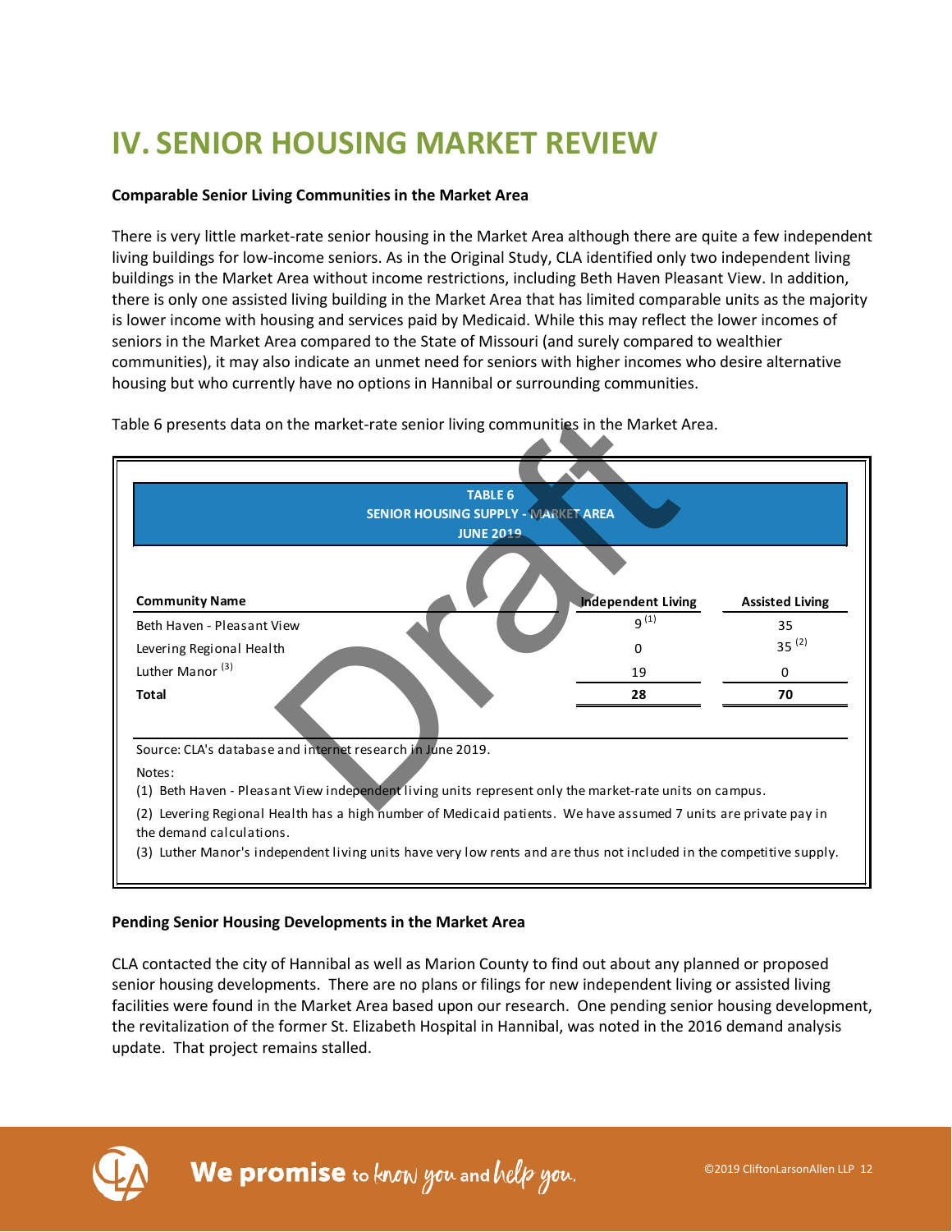# IV. SENIOR HOUSING MARKET REVIEW

**Comparable Senior Living Communities in the Market Area**

There is very little market-rate senior housing in the Market Area although there are quite a few independent living buildings for low-income seniors. As in the Original Study, CLA identified only two independent living buildings in the Market Area without income restrictions, including Beth Haven Pleasant View. In addition, there is only one assisted living building in the Market Area that has limited comparable units as the majority is lower income with housing and services paid by Medicaid. While this may reflect the lower incomes of seniors in the Market Area compared to the State of Missouri (and surely compared to wealthier communities), it may also indicate an unmet need for seniors with higher incomes who desire alternative housing but who currently have no options in Hannibal or surrounding communities.

Table 6 presents data on the market-rate senior living communities in the Market Area.

**TABLE 6**
**SENIOR HOUSING SUPPLY - MARKET AREA**
**JUNE 2019**

| Community Name | Independent Living | Assisted Living |
|---|---|---|
| Beth Haven - Pleasant View | 9 [1] | 35 |
| Levering Regional Health | 0 | 35 [2] |
| Luther Manor [3] | 19 | 0 |
| **Total** | **28** | **70** |

Source: CLA's database and internet research in June 2019.

Notes:

(1) Beth Haven - Pleasant View independent living units represent only the market-rate units on campus.

(2) Levering Regional Health has a high number of Medicaid patients. We have assumed 7 units are private pay in the demand calculations.

(3) Luther Manor's independent living units have very low rents and are thus not included in the competitive supply.

**Pending Senior Housing Developments in the Market Area**

CLA contacted the city of Hannibal as well as Marion County to find out about any planned or proposed senior housing developments. There are no plans or filings for new independent living or assisted living facilities were found in the Market Area based upon our research. One pending senior housing development, the revitalization of the former St. Elizabeth Hospital in Hannibal, was noted in the 2016 demand analysis update. That project remains stalled.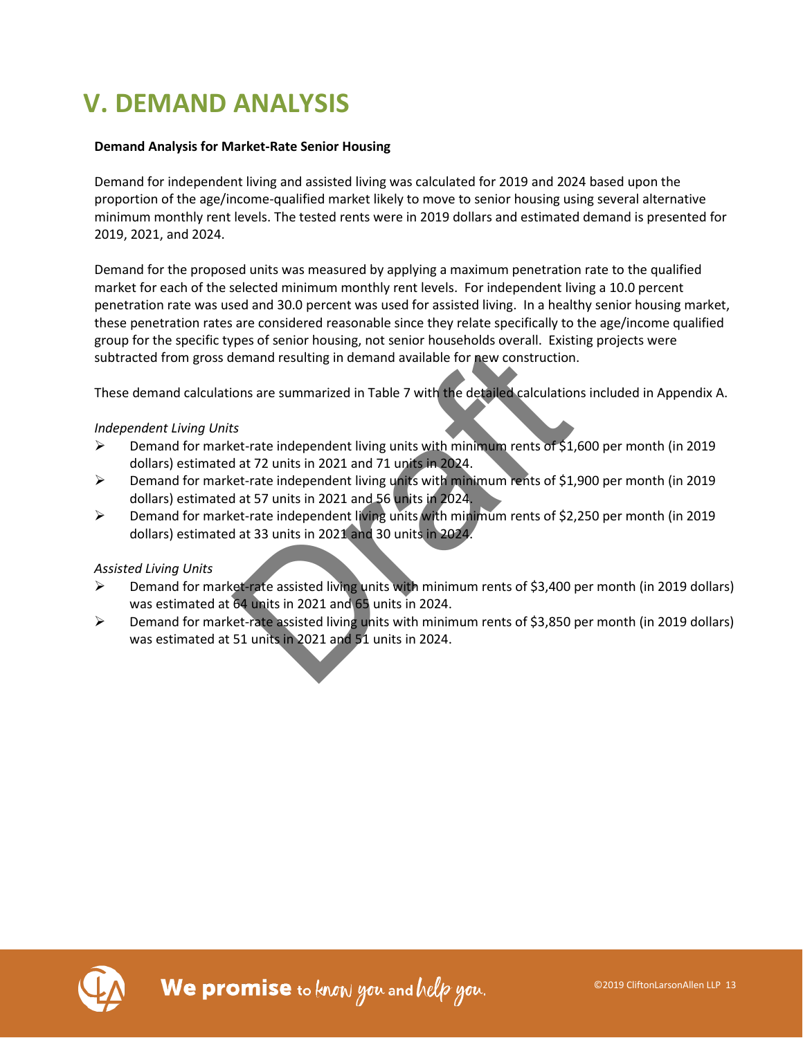# V. DEMAND ANALYSIS

**Demand Analysis for Market-Rate Senior Housing**

Demand for independent living and assisted living was calculated for 2019 and 2024 based upon the proportion of the age/income-qualified market likely to move to senior housing using several alternative minimum monthly rent levels. The tested rents were in 2019 dollars and estimated demand is presented for 2019, 2021, and 2024.

Demand for the proposed units was measured by applying a maximum penetration rate to the qualified market for each of the selected minimum monthly rent levels. For independent living a 10.0 percent penetration rate was used and 30.0 percent was used for assisted living. In a healthy senior housing market, these penetration rates are considered reasonable since they relate specifically to the age/income qualified group for the specific types of senior housing, not senior households overall. Existing projects were subtracted from gross demand resulting in demand available for new construction.

These demand calculations are summarized in Table 7 with the detailed calculations included in Appendix A.

*Independent Living Units*

- Demand for market-rate independent living units with minimum rents of $1,600 per month (in 2019 dollars) estimated at 72 units in 2021 and 71 units in 2024.
- Demand for market-rate independent living units with minimum rents of $1,900 per month (in 2019 dollars) estimated at 57 units in 2021 and 56 units in 2024.
- Demand for market-rate independent living units with minimum rents of $2,250 per month (in 2019 dollars) estimated at 33 units in 2021 and 30 units in 2024.

*Assisted Living Units*

- Demand for market-rate assisted living units with minimum rents of $3,400 per month (in 2019 dollars) was estimated at 64 units in 2021 and 65 units in 2024.
- Demand for market-rate assisted living units with minimum rents of $3,850 per month (in 2019 dollars) was estimated at 51 units in 2021 and 51 units in 2024.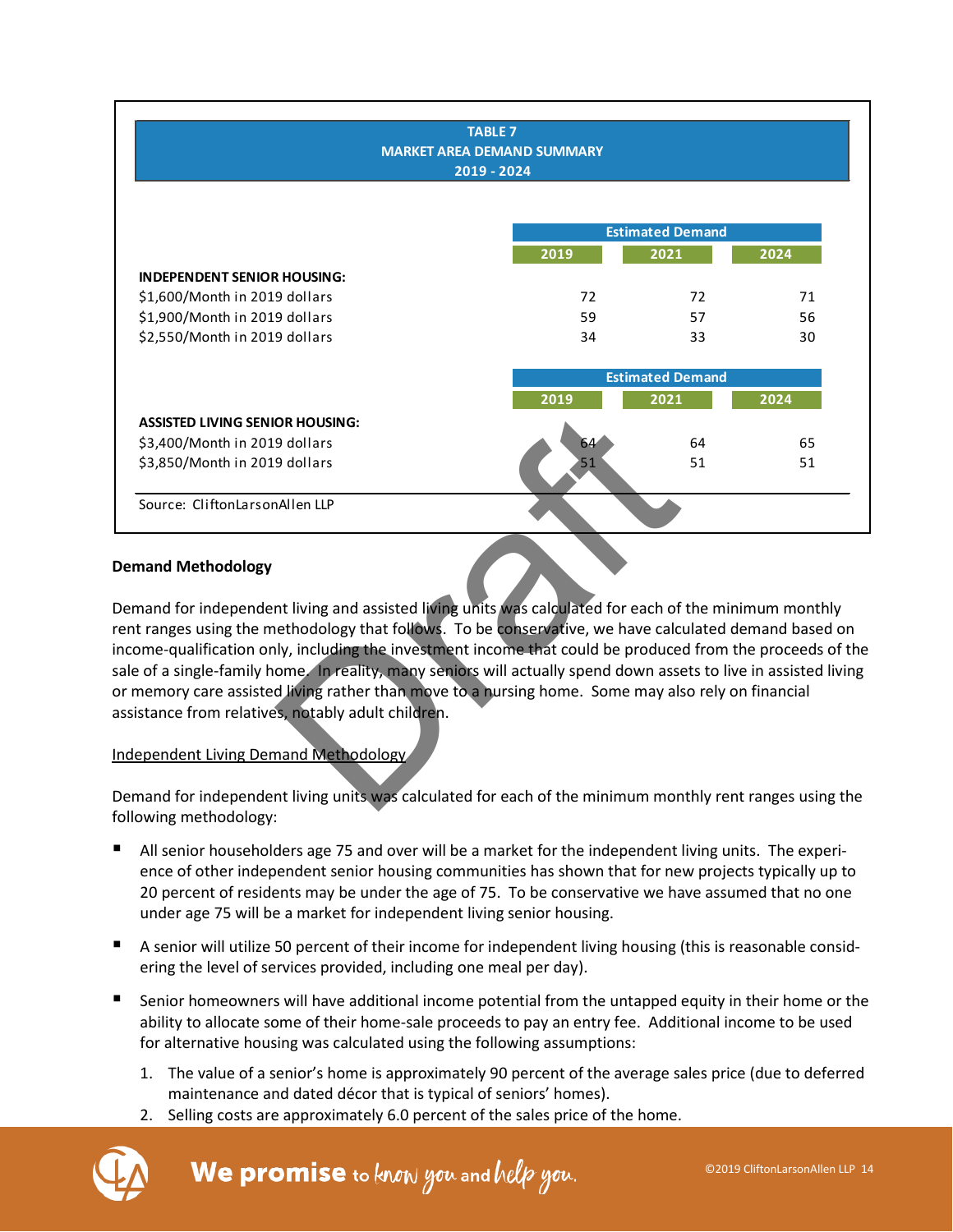**TABLE 7**
**MARKET AREA DEMAND SUMMARY**
**2019 - 2024**

| | Estimated Demand | | |
|---|---|---|---|
| | 2019 | 2021 | 2024 |
| **INDEPENDENT SENIOR HOUSING:** | | | |
| $1,600/Month in 2019 dollars | 72 | 72 | 71 |
| $1,900/Month in 2019 dollars | 59 | 57 | 56 |
| $2,550/Month in 2019 dollars | 34 | 33 | 30 |

| | Estimated Demand | | |
|---|---|---|---|
| | 2019 | 2021 | 2024 |
| **ASSISTED LIVING SENIOR HOUSING:** | | | |
| $3,400/Month in 2019 dollars | 64 | 64 | 65 |
| $3,850/Month in 2019 dollars | 51 | 51 | 51 |

Source: CliftonLarsonAllen LLP

**Demand Methodology**

Demand for independent living and assisted living units was calculated for each of the minimum monthly rent ranges using the methodology that follows. To be conservative, we have calculated demand based on income-qualification only, including the investment income that could be produced from the proceeds of the sale of a single-family home. In reality, many seniors will actually spend down assets to live in assisted living or memory care assisted living rather than move to a nursing home. Some may also rely on financial assistance from relatives, notably adult children.

Independent Living Demand Methodology

Demand for independent living units was calculated for each of the minimum monthly rent ranges using the following methodology:

- All senior householders age 75 and over will be a market for the independent living units. The experience of other independent senior housing communities has shown that for new projects typically up to 20 percent of residents may be under the age of 75. To be conservative we have assumed that no one under age 75 will be a market for independent living senior housing.
- A senior will utilize 50 percent of their income for independent living housing (this is reasonable considering the level of services provided, including one meal per day).
- Senior homeowners will have additional income potential from the untapped equity in their home or the ability to allocate some of their home-sale proceeds to pay an entry fee. Additional income to be used for alternative housing was calculated using the following assumptions:
  1. The value of a senior's home is approximately 90 percent of the average sales price (due to deferred maintenance and dated décor that is typical of seniors' homes).
  2. Selling costs are approximately 6.0 percent of the sales price of the home.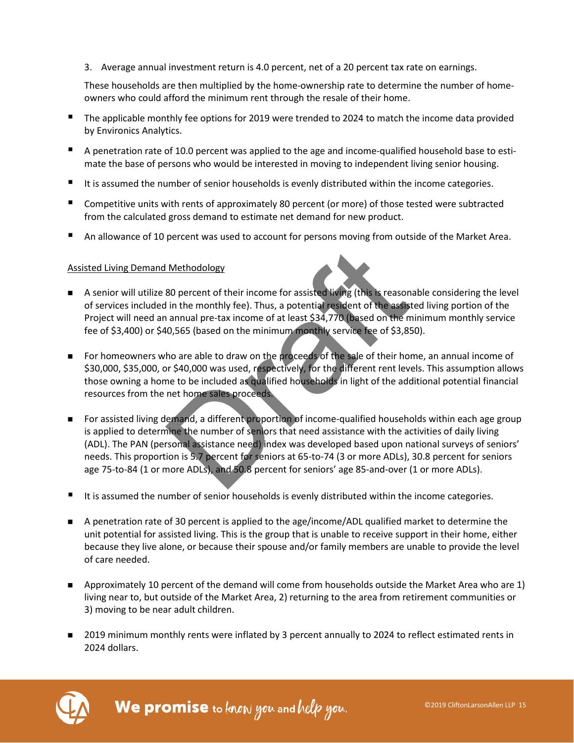3. Average annual investment return is 4.0 percent, net of a 20 percent tax rate on earnings.

These households are then multiplied by the home-ownership rate to determine the number of home-owners who could afford the minimum rent through the resale of their home.

- The applicable monthly fee options for 2019 were trended to 2024 to match the income data provided by Environics Analytics.
- A penetration rate of 10.0 percent was applied to the age and income-qualified household base to estimate the base of persons who would be interested in moving to independent living senior housing.
- It is assumed the number of senior households is evenly distributed within the income categories.
- Competitive units with rents of approximately 80 percent (or more) of those tested were subtracted from the calculated gross demand to estimate net demand for new product.
- An allowance of 10 percent was used to account for persons moving from outside of the Market Area.

Assisted Living Demand Methodology

- A senior will utilize 80 percent of their income for assisted living (this is reasonable considering the level of services included in the monthly fee). Thus, a potential resident of the assisted living portion of the Project will need an annual pre-tax income of at least $34,770 (based on the minimum monthly service fee of $3,400) or $40,565 (based on the minimum monthly service fee of $3,850).
- For homeowners who are able to draw on the proceeds of the sale of their home, an annual income of $30,000, $35,000, or $40,000 was used, respectively, for the different rent levels. This assumption allows those owning a home to be included as qualified households in light of the additional potential financial resources from the net home sales proceeds.
- For assisted living demand, a different proportion of income-qualified households within each age group is applied to determine the number of seniors that need assistance with the activities of daily living (ADL). The PAN (personal assistance need) index was developed based upon national surveys of seniors' needs. This proportion is 5.7 percent for seniors at 65-to-74 (3 or more ADLs), 30.8 percent for seniors age 75-to-84 (1 or more ADLs), and 50.8 percent for seniors' age 85-and-over (1 or more ADLs).
- It is assumed the number of senior households is evenly distributed within the income categories.
- A penetration rate of 30 percent is applied to the age/income/ADL qualified market to determine the unit potential for assisted living. This is the group that is unable to receive support in their home, either because they live alone, or because their spouse and/or family members are unable to provide the level of care needed.
- Approximately 10 percent of the demand will come from households outside the Market Area who are 1) living near to, but outside of the Market Area, 2) returning to the area from retirement communities or 3) moving to be near adult children.
- 2019 minimum monthly rents were inflated by 3 percent annually to 2024 to reflect estimated rents in 2024 dollars.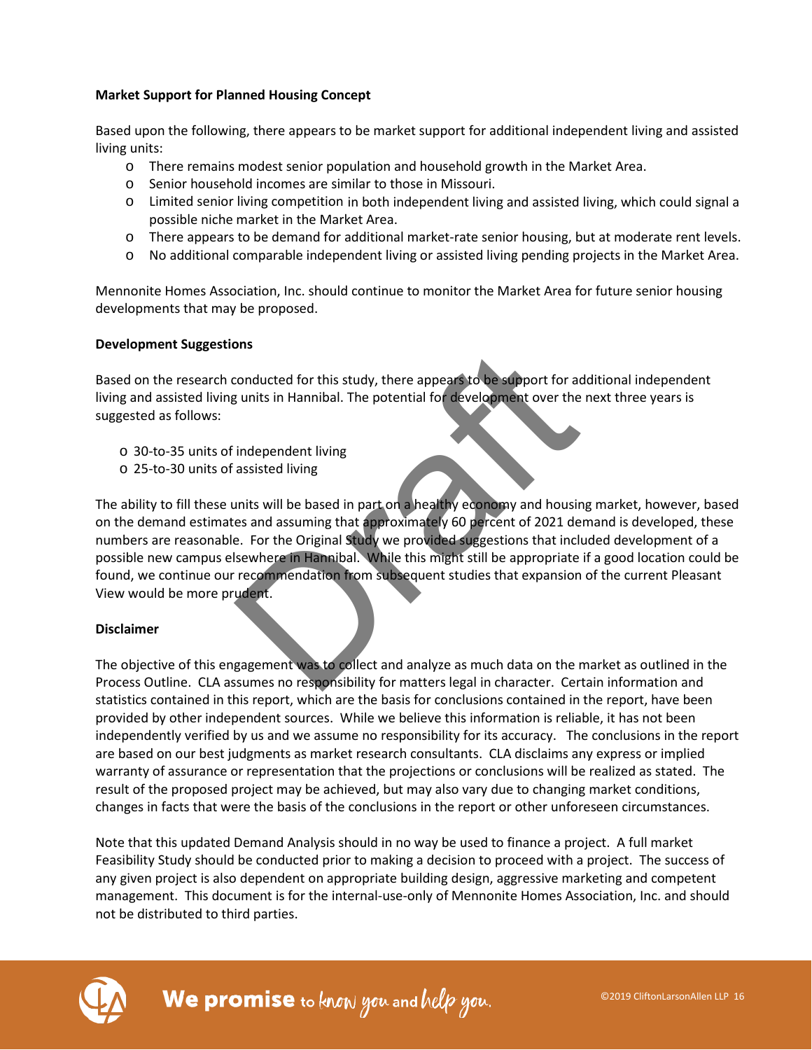**Market Support for Planned Housing Concept**

Based upon the following, there appears to be market support for additional independent living and assisted living units:

- There remains modest senior population and household growth in the Market Area.
- Senior household incomes are similar to those in Missouri.
- Limited senior living competition in both independent living and assisted living, which could signal a possible niche market in the Market Area.
- There appears to be demand for additional market-rate senior housing, but at moderate rent levels.
- No additional comparable independent living or assisted living pending projects in the Market Area.

Mennonite Homes Association, Inc. should continue to monitor the Market Area for future senior housing developments that may be proposed.

**Development Suggestions**

Based on the research conducted for this study, there appears to be support for additional independent living and assisted living units in Hannibal. The potential for development over the next three years is suggested as follows:

- 30-to-35 units of independent living
- 25-to-30 units of assisted living

The ability to fill these units will be based in part on a healthy economy and housing market, however, based on the demand estimates and assuming that approximately 60 percent of 2021 demand is developed, these numbers are reasonable. For the Original Study we provided suggestions that included development of a possible new campus elsewhere in Hannibal. While this might still be appropriate if a good location could be found, we continue our recommendation from subsequent studies that expansion of the current Pleasant View would be more prudent.

**Disclaimer**

The objective of this engagement was to collect and analyze as much data on the market as outlined in the Process Outline. CLA assumes no responsibility for matters legal in character. Certain information and statistics contained in this report, which are the basis for conclusions contained in the report, have been provided by other independent sources. While we believe this information is reliable, it has not been independently verified by us and we assume no responsibility for its accuracy. The conclusions in the report are based on our best judgments as market research consultants. CLA disclaims any express or implied warranty of assurance or representation that the projections or conclusions will be realized as stated. The result of the proposed project may be achieved, but may also vary due to changing market conditions, changes in facts that were the basis of the conclusions in the report or other unforeseen circumstances.

Note that this updated Demand Analysis should in no way be used to finance a project. A full market Feasibility Study should be conducted prior to making a decision to proceed with a project. The success of any given project is also dependent on appropriate building design, aggressive marketing and competent management. This document is for the internal-use-only of Mennonite Homes Association, Inc. and should not be distributed to third parties.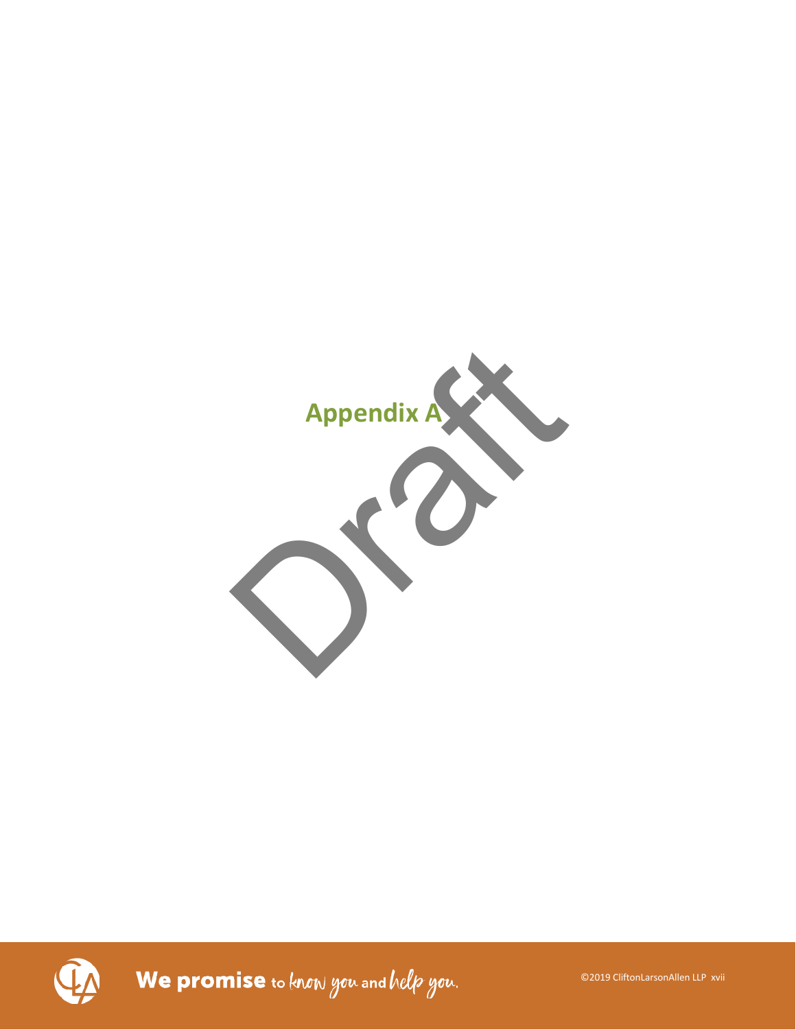# Appendix A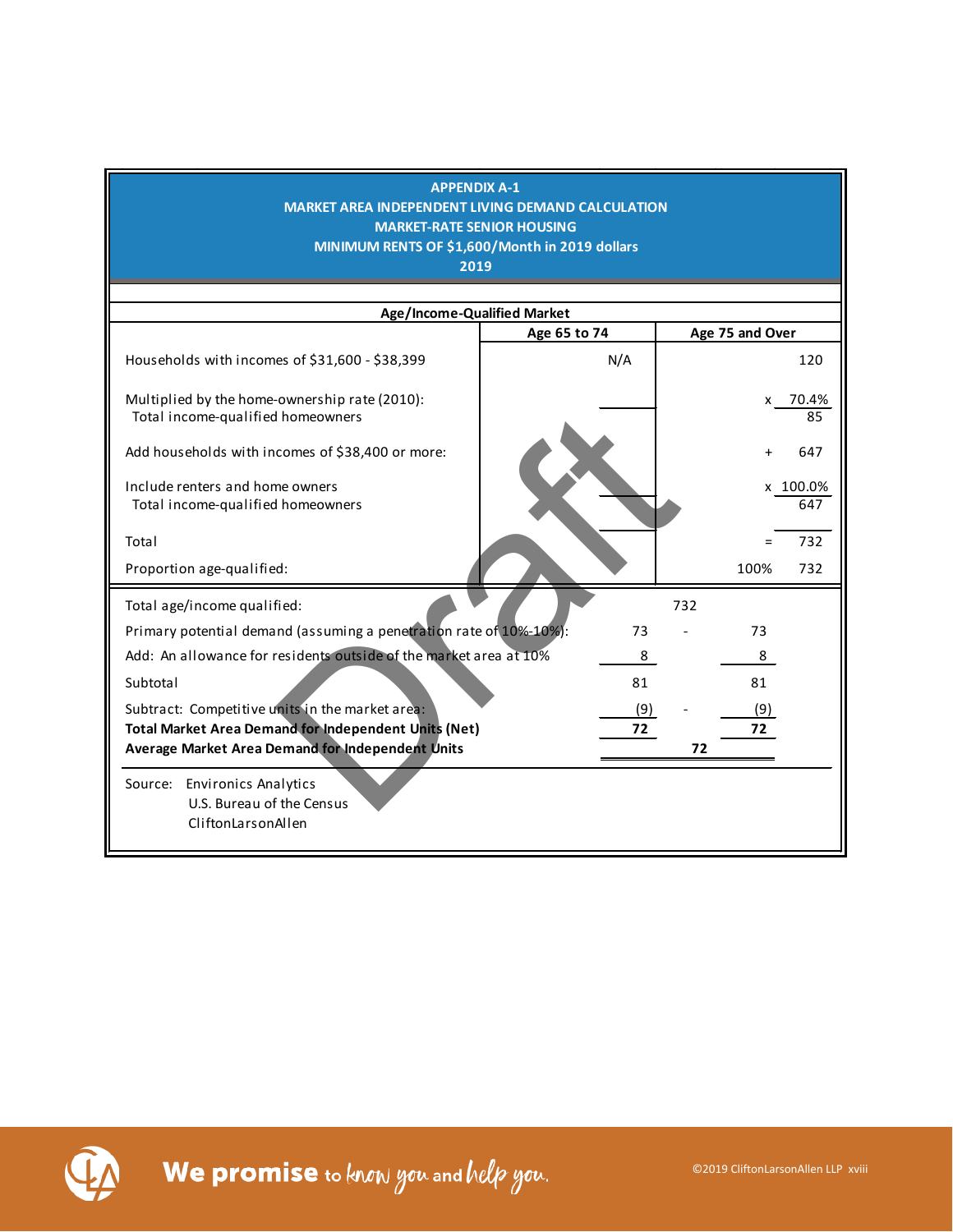**APPENDIX A-1**
**MARKET AREA INDEPENDENT LIVING DEMAND CALCULATION**
**MARKET-RATE SENIOR HOUSING**
**MINIMUM RENTS OF $1,600/Month in 2019 dollars**
**2019**

| Age/Income-Qualified Market | Age 65 to 74 | | Age 75 and Over |
|---|---|---|---|
| Households with incomes of $31,600 - $38,399 | N/A | | 120 |
| Multiplied by the home-ownership rate (2010): | | x | 70.4% |
| Total income-qualified homeowners | | | 85 |
| Add households with incomes of $38,400 or more: | | + | 647 |
| Include renters and home owners | | x | 100.0% |
| Total income-qualified homeowners | | | 647 |
| Total | | = | 732 |
| Proportion age-qualified: | | 100% | 732 |

| | | | |
|---|---|---|---|
| Total age/income qualified: | | 732 | |
| Primary potential demand (assuming a penetration rate of 10%-10%): | 73 | - | 73 |
| Add: An allowance for residents outside of the market area at 10% | 8 | | 8 |
| Subtotal | 81 | | 81 |
| Subtract: Competitive units in the market area: | (9) | - | (9) |
| **Total Market Area Demand for Independent Units (Net)** | **72** | | **72** |
| **Average Market Area Demand for Independent Units** | | **72** | |

Source: Environics Analytics
U.S. Bureau of the Census
CliftonLarsonAllen

Draft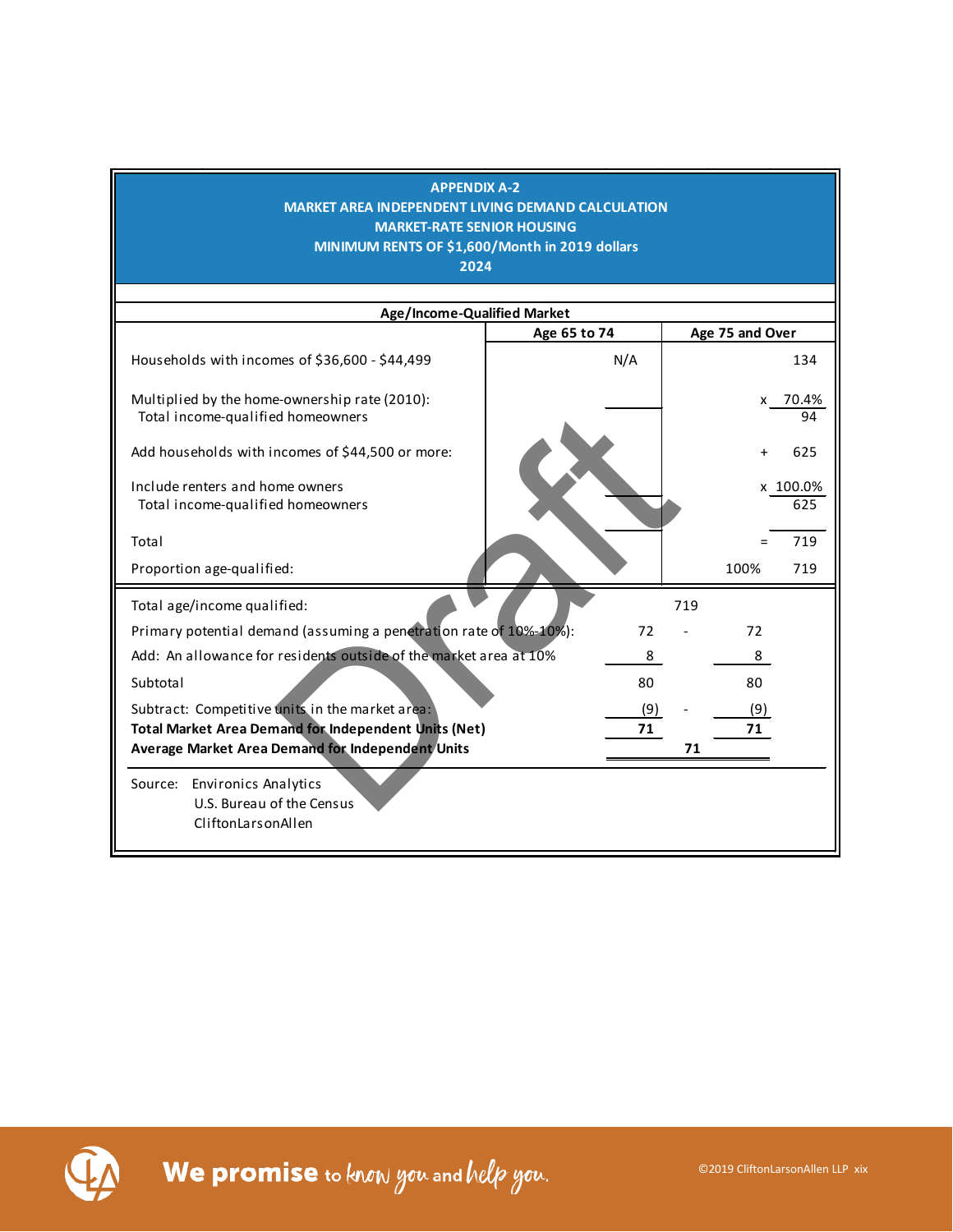**APPENDIX A-2**
**MARKET AREA INDEPENDENT LIVING DEMAND CALCULATION**
**MARKET-RATE SENIOR HOUSING**
**MINIMUM RENTS OF $1,600/Month in 2019 dollars**
**2024**

**Age/Income-Qualified Market**

| | Age 65 to 74 | Age 75 and Over |
|---|---|---|
| Households with incomes of $36,600 - $44,499 | N/A | 134 |
| Multiplied by the home-ownership rate (2010): | | x 70.4% |
| Total income-qualified homeowners | | 94 |
| Add households with incomes of $44,500 or more: | | + 625 |
| Include renters and home owners | | x 100.0% |
| Total income-qualified homeowners | | 625 |
| Total | | = 719 |
| Proportion age-qualified: | | 100% 719 |

| | | | |
|---|---|---|---|
| Total age/income qualified: | | 719 | |
| Primary potential demand (assuming a penetration rate of 10%-10%): | 72 | - | 72 |
| Add: An allowance for residents outside of the market area at 10% | 8 | | 8 |
| Subtotal | 80 | | 80 |
| Subtract: Competitive units in the market area: | (9) | - | (9) |
| **Total Market Area Demand for Independent Units (Net)** | **71** | | **71** |
| **Average Market Area Demand for Independent Units** | | **71** | |

Source: Environics Analytics
U.S. Bureau of the Census
CliftonLarsonAllen

Draft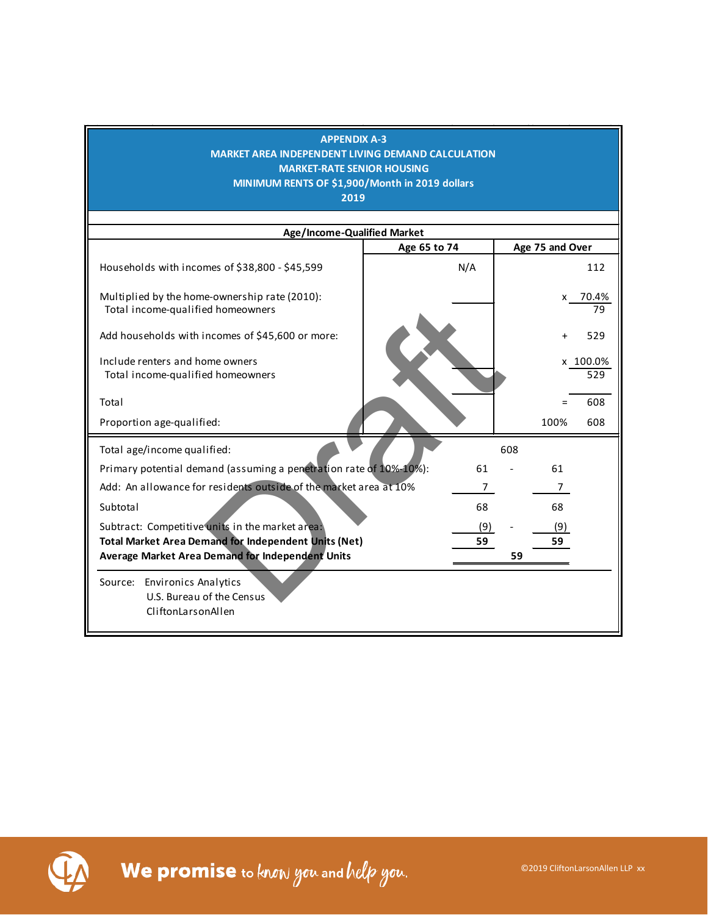**APPENDIX A-3**
**MARKET AREA INDEPENDENT LIVING DEMAND CALCULATION**
**MARKET-RATE SENIOR HOUSING**
**MINIMUM RENTS OF $1,900/Month in 2019 dollars**
**2019**

| Age/Income-Qualified Market | Age 65 to 74 | Age 75 and Over |
|---|---|---|
| Households with incomes of $38,800 - $45,599 | N/A | 112 |
| Multiplied by the home-ownership rate (2010): | | x 70.4% |
| Total income-qualified homeowners | | 79 |
| Add households with incomes of $45,600 or more: | | + 529 |
| Include renters and home owners | | x 100.0% |
| Total income-qualified homeowners | | 529 |
| Total | | = 608 |
| Proportion age-qualified: | | 100% 608 |

| | | | |
|---|---|---|---|
| Total age/income qualified: | | 608 | |
| Primary potential demand (assuming a penetration rate of 10%-10%): | 61 | - | 61 |
| Add: An allowance for residents outside of the market area at 10% | 7 | | 7 |
| Subtotal | 68 | | 68 |
| Subtract: Competitive units in the market area: | (9) | - | (9) |
| **Total Market Area Demand for Independent Units (Net)** | **59** | | **59** |
| **Average Market Area Demand for Independent Units** | | **59** | |

Source: Environics Analytics
U.S. Bureau of the Census
CliftonLarsonAllen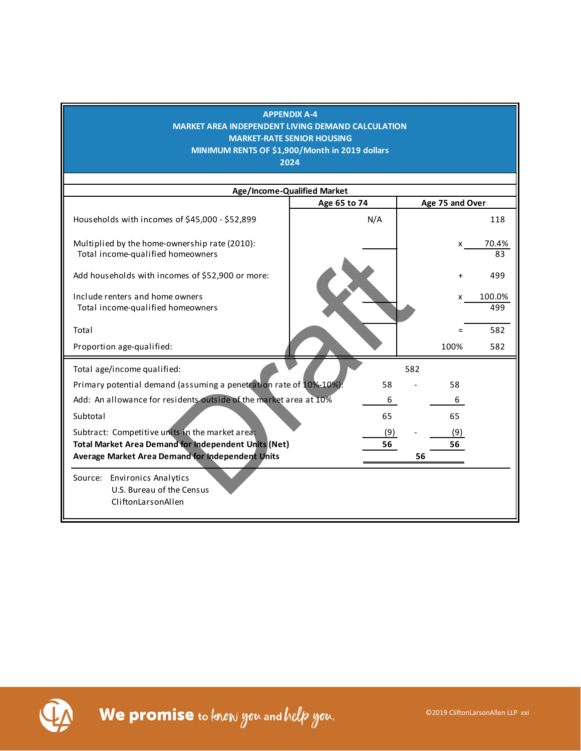**APPENDIX A-4**
**MARKET AREA INDEPENDENT LIVING DEMAND CALCULATION**
**MARKET-RATE SENIOR HOUSING**
**MINIMUM RENTS OF $1,900/Month in 2019 dollars**
**2024**

| Age/Income-Qualified Market | Age 65 to 74 | | Age 75 and Over |
|---|---|---|---|
| Households with incomes of $45,000 - $52,899 | N/A | | 118 |
| Multiplied by the home-ownership rate (2010): | | x | 70.4% |
| Total income-qualified homeowners | | | 83 |
| Add households with incomes of $52,900 or more: | | + | 499 |
| Include renters and home owners | | x | 100.0% |
| Total income-qualified homeowners | | | 499 |
| Total | | = | 582 |
| Proportion age-qualified: | | 100% | 582 |

| | | | |
|---|---|---|---|
| Total age/income qualified: | | 582 | |
| Primary potential demand (assuming a penetration rate of 10%-10%): | 58 | - | 58 |
| Add: An allowance for residents outside of the market area at 10% | 6 | | 6 |
| Subtotal | 65 | | 65 |
| Subtract: Competitive units in the market area: | (9) | - | (9) |
| **Total Market Area Demand for Independent Units (Net)** | **56** | | **56** |
| **Average Market Area Demand for Independent Units** | | **56** | |

Source: Environics Analytics
U.S. Bureau of the Census
CliftonLarsonAllen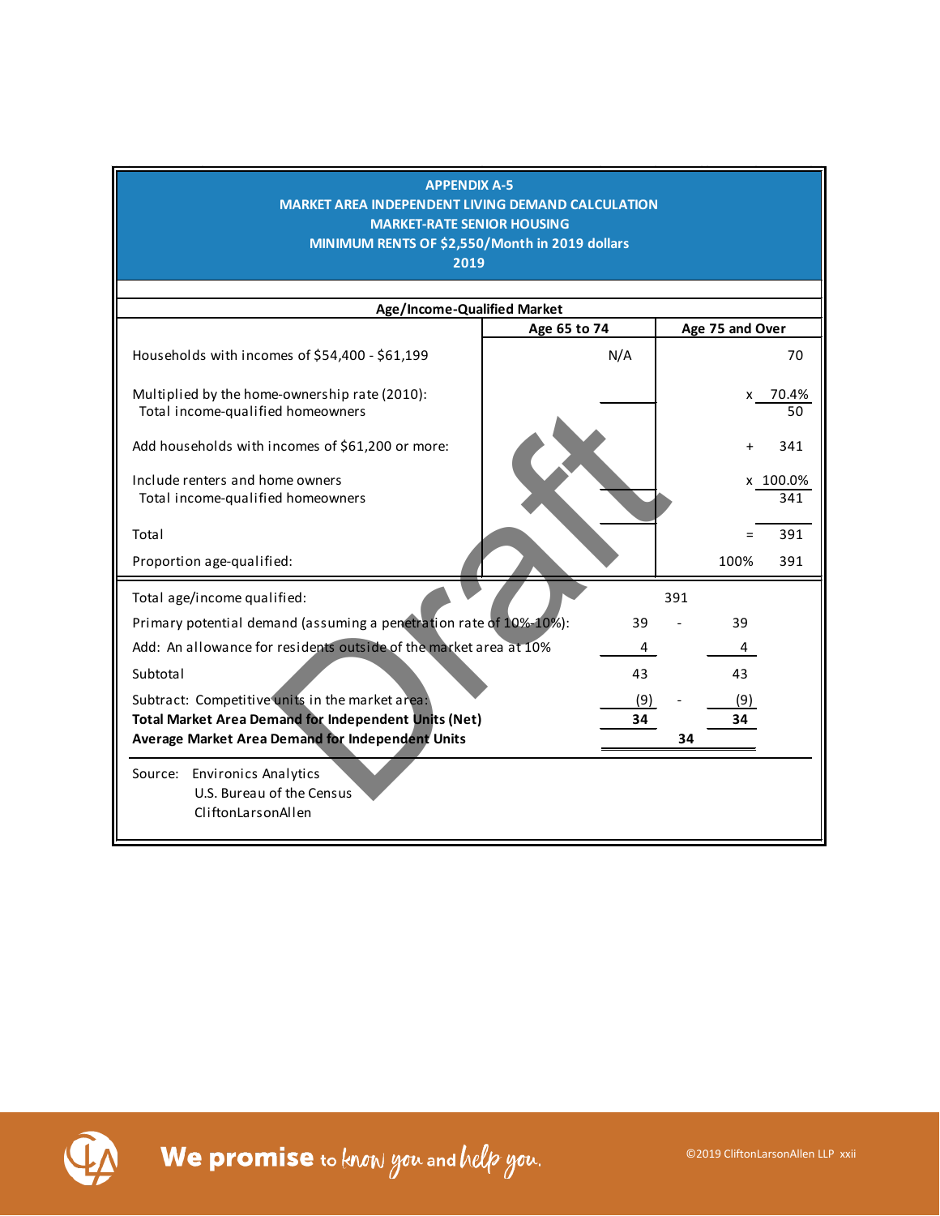**APPENDIX A-5**
**MARKET AREA INDEPENDENT LIVING DEMAND CALCULATION**
**MARKET-RATE SENIOR HOUSING**
**MINIMUM RENTS OF $2,550/Month in 2019 dollars**
**2019**

| Age/Income-Qualified Market | Age 65 to 74 | Age 75 and Over |
|---|---|---|
| Households with incomes of $54,400 - $61,199 | N/A | 70 |
| Multiplied by the home-ownership rate (2010): | | x 70.4% |
| Total income-qualified homeowners | | 50 |
| Add households with incomes of $61,200 or more: | | + 341 |
| Include renters and home owners | | x 100.0% |
| Total income-qualified homeowners | | 341 |
| Total | | = 391 |
| Proportion age-qualified: | | 100% 391 |

| | | | |
|---|---|---|---|
| Total age/income qualified: | | 391 | |
| Primary potential demand (assuming a penetration rate of 10%-10%): | 39 | - | 39 |
| Add: An allowance for residents outside of the market area at 10% | 4 | | 4 |
| Subtotal | 43 | | 43 |
| Subtract: Competitive units in the market area: | (9) | - | (9) |
| **Total Market Area Demand for Independent Units (Net)** | **34** | | **34** |
| **Average Market Area Demand for Independent Units** | | **34** | |

Source: Environics Analytics
U.S. Bureau of the Census
CliftonLarsonAllen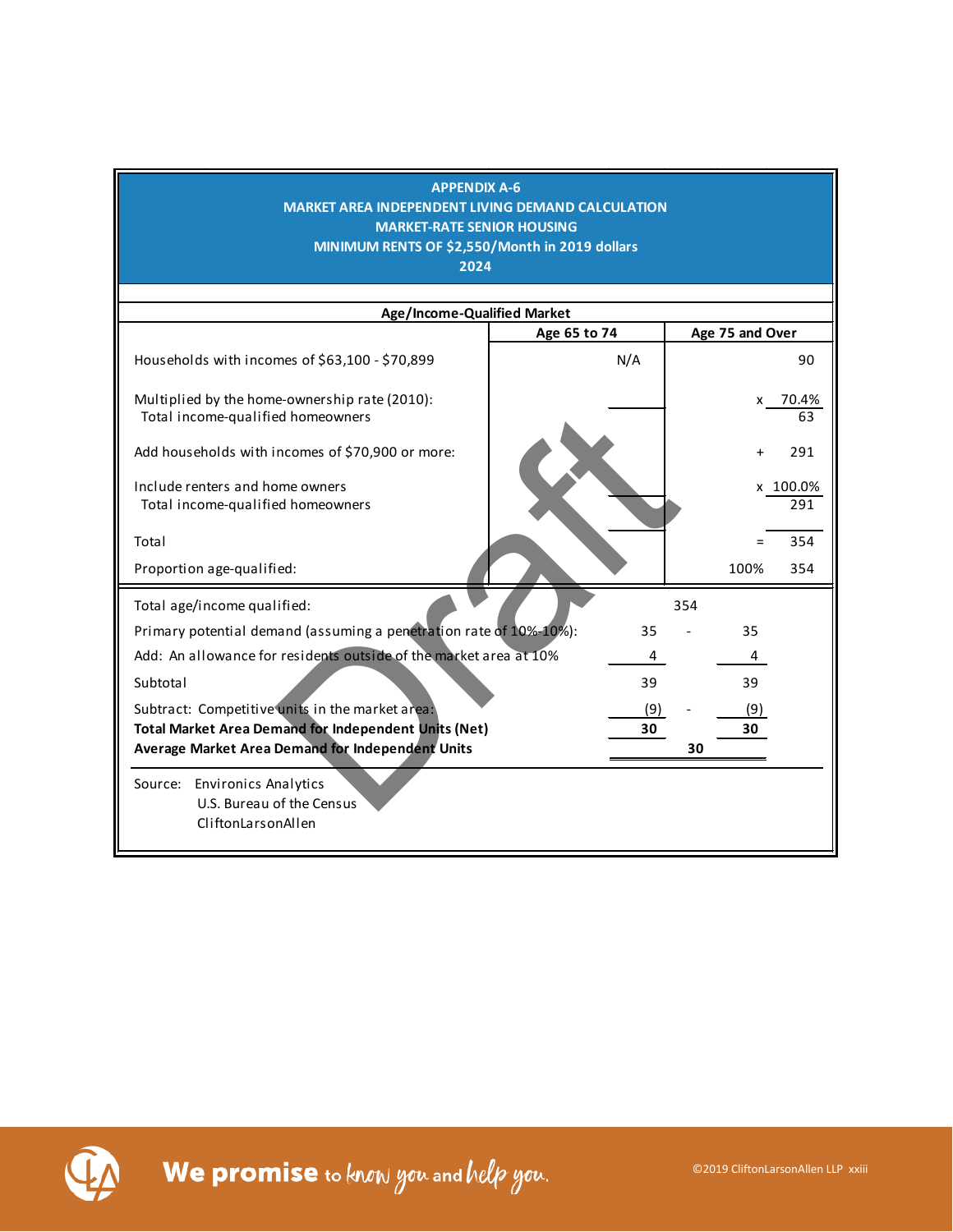**APPENDIX A-6**
**MARKET AREA INDEPENDENT LIVING DEMAND CALCULATION**
**MARKET-RATE SENIOR HOUSING**
**MINIMUM RENTS OF $2,550/Month in 2019 dollars**
**2024**

| Age/Income-Qualified Market | Age 65 to 74 | | Age 75 and Over |
|---|---|---|---|
| Households with incomes of $63,100 - $70,899 | N/A | | 90 |
| Multiplied by the home-ownership rate (2010): | | x | 70.4% |
| Total income-qualified homeowners | | | 63 |
| Add households with incomes of $70,900 or more: | | + | 291 |
| Include renters and home owners | | x | 100.0% |
| Total income-qualified homeowners | | | 291 |
| Total | | = | 354 |
| Proportion age-qualified: | | 100% | 354 |

| | | | |
|---|---|---|---|
| Total age/income qualified: | | 354 | |
| Primary potential demand (assuming a penetration rate of 10%-10%): | 35 | - | 35 |
| Add: An allowance for residents outside of the market area at 10% | 4 | | 4 |
| Subtotal | 39 | | 39 |
| Subtract: Competitive units in the market area: | (9) | - | (9) |
| **Total Market Area Demand for Independent Units (Net)** | **30** | | **30** |
| **Average Market Area Demand for Independent Units** | | **30** | |

Source: Environics Analytics
U.S. Bureau of the Census
CliftonLarsonAllen

Draft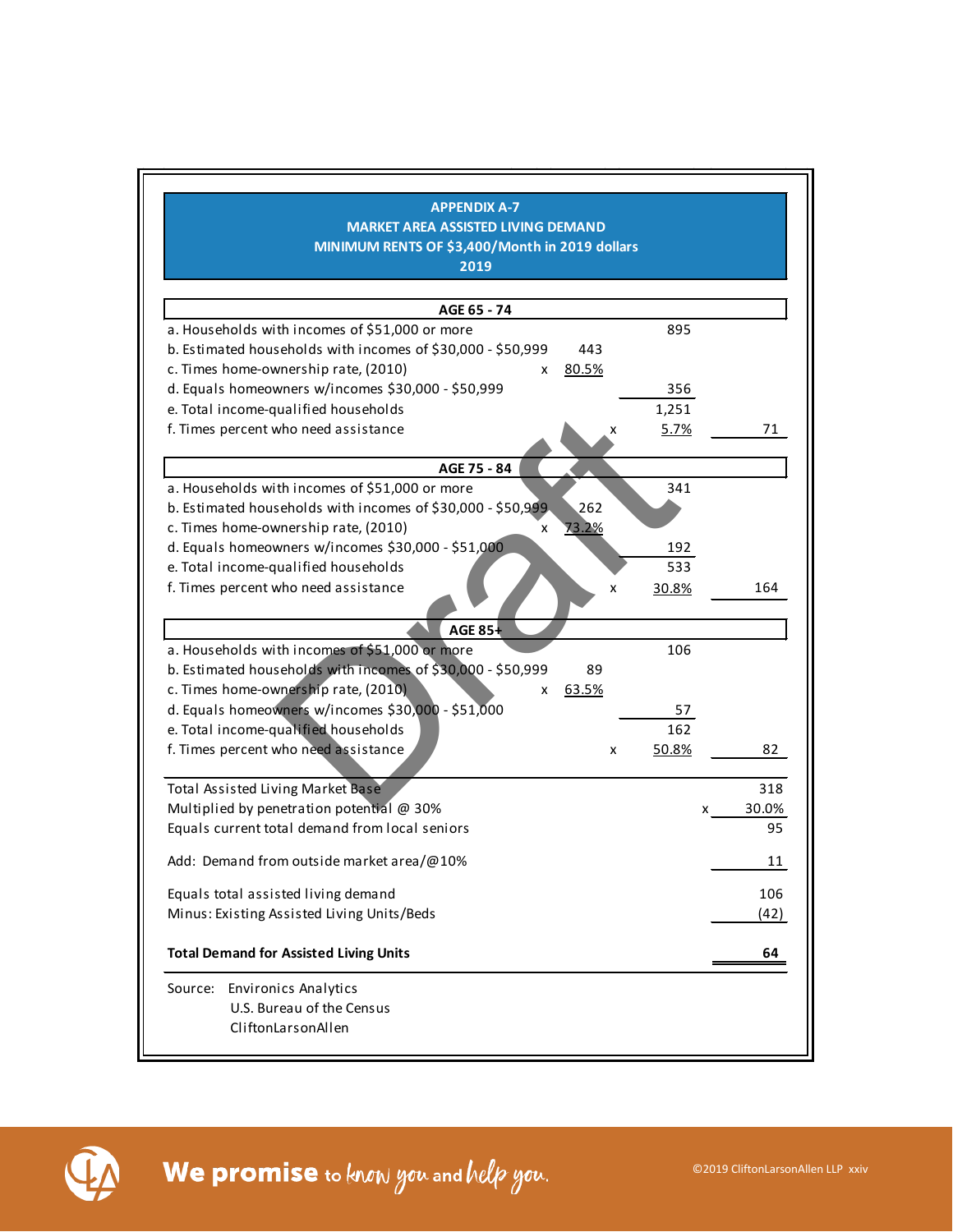## APPENDIX A-7
## MARKET AREA ASSISTED LIVING DEMAND
## MINIMUM RENTS OF $3,400/Month in 2019 dollars
## 2019

| AGE 65 - 74 | | | | | |
|---|---|---|---|---|---|
| a. Households with incomes of $51,000 or more | | | | 895 | |
| b. Estimated households with incomes of $30,000 - $50,999 | | 443 | | | |
| c. Times home-ownership rate, (2010) | x | 80.5% | | | |
| d. Equals homeowners w/incomes $30,000 - $50,999 | | | | 356 | |
| e. Total income-qualified households | | | | 1,251 | |
| f. Times percent who need assistance | | | x | 5.7% | 71 |
| **AGE 75 - 84** | | | | | |
| a. Households with incomes of $51,000 or more | | | | 341 | |
| b. Estimated households with incomes of $30,000 - $50,999 | | 262 | | | |
| c. Times home-ownership rate, (2010) | x | 73.2% | | | |
| d. Equals homeowners w/incomes $30,000 - $51,000 | | | | 192 | |
| e. Total income-qualified households | | | | 533 | |
| f. Times percent who need assistance | | | x | 30.8% | 164 |
| **AGE 85+** | | | | | |
| a. Households with incomes of $51,000 or more | | | | 106 | |
| b. Estimated households with incomes of $30,000 - $50,999 | | 89 | | | |
| c. Times home-ownership rate, (2010) | x | 63.5% | | | |
| d. Equals homeowners w/incomes $30,000 - $51,000 | | | | 57 | |
| e. Total income-qualified households | | | | 162 | |
| f. Times percent who need assistance | | | x | 50.8% | 82 |
| Total Assisted Living Market Base | | | | | 318 |
| Multiplied by penetration potential @ 30% | | | | x | 30.0% |
| Equals current total demand from local seniors | | | | | 95 |
| Add: Demand from outside market area/@10% | | | | | 11 |
| Equals total assisted living demand | | | | | 106 |
| Minus: Existing Assisted Living Units/Beds | | | | | (42) |
| **Total Demand for Assisted Living Units** | | | | | **64** |

Source: Environics Analytics
U.S. Bureau of the Census
CliftonLarsonAllen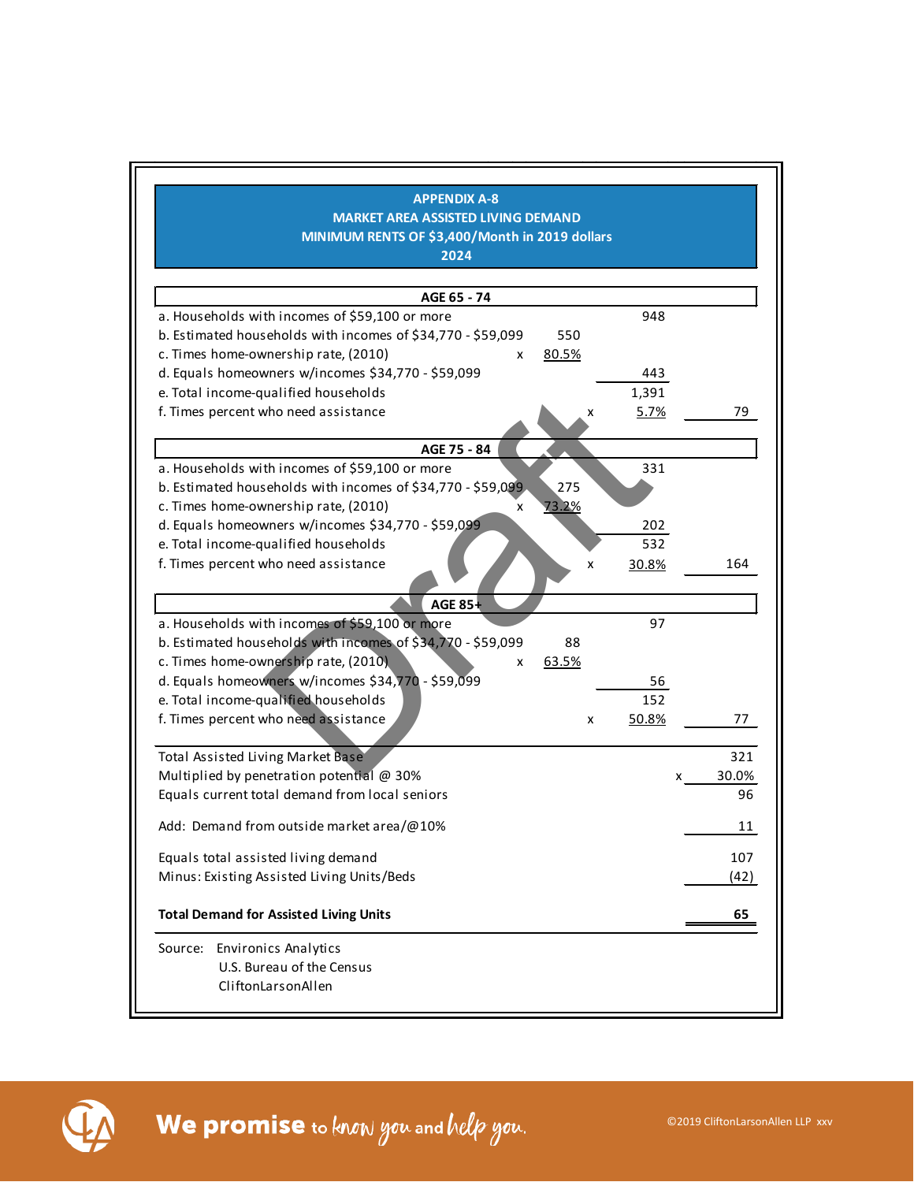## APPENDIX A-8
## MARKET AREA ASSISTED LIVING DEMAND
## MINIMUM RENTS OF $3,400/Month in 2019 dollars
## 2024

| | | | | | |
|---|---|---|---|---|---|
| **AGE 65 - 74** | | | | | |
| a. Households with incomes of $59,100 or more | | | | 948 | |
| b. Estimated households with incomes of $34,770 - $59,099 | | 550 | | | |
| c. Times home-ownership rate, (2010) | x | 80.5% | | | |
| d. Equals homeowners w/incomes $34,770 - $59,099 | | | | 443 | |
| e. Total income-qualified households | | | | 1,391 | |
| f. Times percent who need assistance | | | x | 5.7% | 79 |
| **AGE 75 - 84** | | | | | |
| a. Households with incomes of $59,100 or more | | | | 331 | |
| b. Estimated households with incomes of $34,770 - $59,099 | | 275 | | | |
| c. Times home-ownership rate, (2010) | x | 73.2% | | | |
| d. Equals homeowners w/incomes $34,770 - $59,099 | | | | 202 | |
| e. Total income-qualified households | | | | 532 | |
| f. Times percent who need assistance | | | x | 30.8% | 164 |
| **AGE 85+** | | | | | |
| a. Households with incomes of $59,100 or more | | | | 97 | |
| b. Estimated households with incomes of $34,770 - $59,099 | | 88 | | | |
| c. Times home-ownership rate, (2010) | x | 63.5% | | | |
| d. Equals homeowners w/incomes $34,770 - $59,099 | | | | 56 | |
| e. Total income-qualified households | | | | 152 | |
| f. Times percent who need assistance | | | x | 50.8% | 77 |
| Total Assisted Living Market Base | | | | | 321 |
| Multiplied by penetration potential @ 30% | | | | x | 30.0% |
| Equals current total demand from local seniors | | | | | 96 |
| Add: Demand from outside market area/@10% | | | | | 11 |
| Equals total assisted living demand | | | | | 107 |
| Minus: Existing Assisted Living Units/Beds | | | | | (42) |
| **Total Demand for Assisted Living Units** | | | | | **65** |

Source: Environics Analytics
U.S. Bureau of the Census
CliftonLarsonAllen

Draft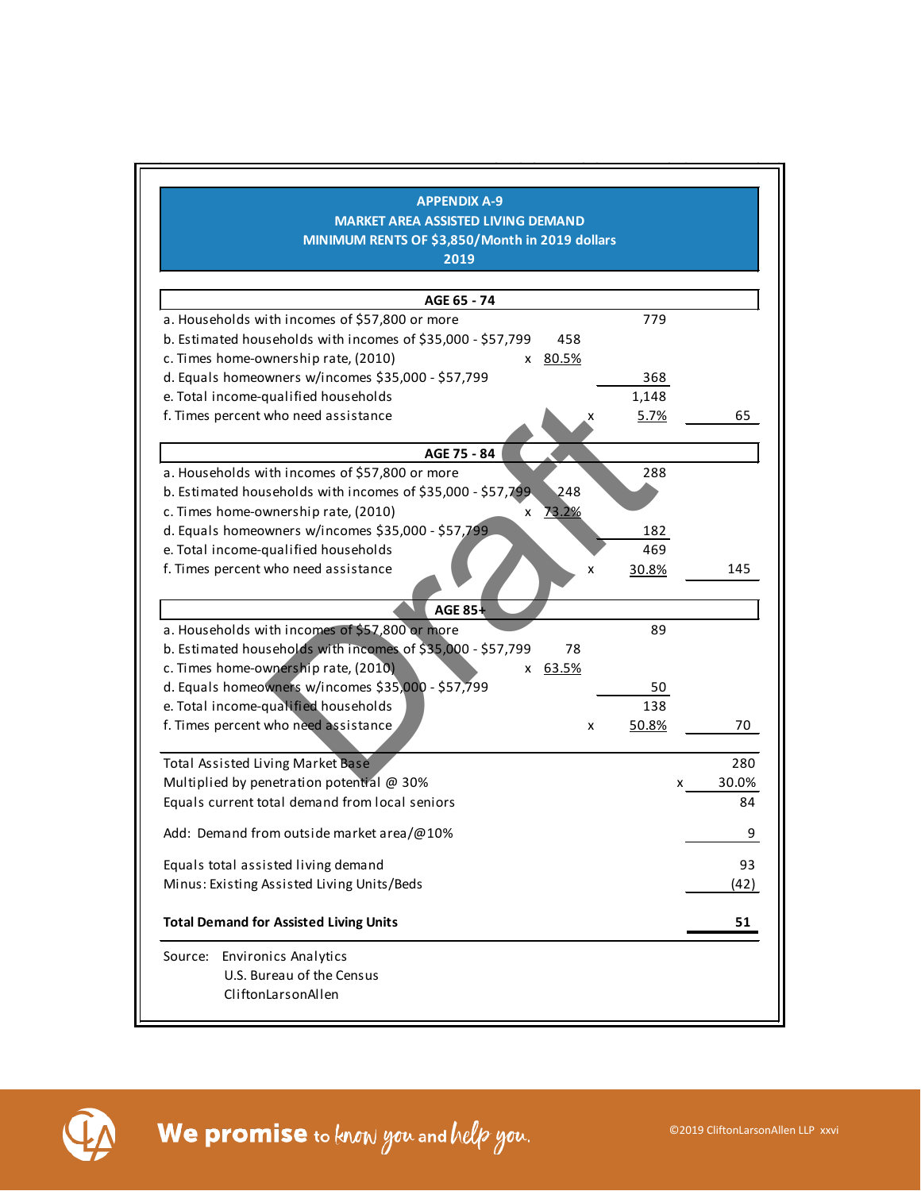# APPENDIX A-9
## MARKET AREA ASSISTED LIVING DEMAND
## MINIMUM RENTS OF $3,850/Month in 2019 dollars
## 2019

| | | | |
|---|---|---|---|
| **AGE 65 - 74** | | | |
| a. Households with incomes of $57,800 or more | | 779 | |
| b. Estimated households with incomes of $35,000 - $57,799 | 458 | | |
| c. Times home-ownership rate, (2010) | x 80.5% | | |
| d. Equals homeowners w/incomes $35,000 - $57,799 | | 368 | |
| e. Total income-qualified households | | 1,148 | |
| f. Times percent who need assistance | | x 5.7% | 65 |
| **AGE 75 - 84** | | | |
| a. Households with incomes of $57,800 or more | | 288 | |
| b. Estimated households with incomes of $35,000 - $57,799 | 248 | | |
| c. Times home-ownership rate, (2010) | x 73.2% | | |
| d. Equals homeowners w/incomes $35,000 - $57,799 | | 182 | |
| e. Total income-qualified households | | 469 | |
| f. Times percent who need assistance | | x 30.8% | 145 |
| **AGE 85+** | | | |
| a. Households with incomes of $57,800 or more | | 89 | |
| b. Estimated households with incomes of $35,000 - $57,799 | 78 | | |
| c. Times home-ownership rate, (2010) | x 63.5% | | |
| d. Equals homeowners w/incomes $35,000 - $57,799 | | 50 | |
| e. Total income-qualified households | | 138 | |
| f. Times percent who need assistance | | x 50.8% | 70 |
| Total Assisted Living Market Base | | | 280 |
| Multiplied by penetration potential @ 30% | | | x 30.0% |
| Equals current total demand from local seniors | | | 84 |
| Add: Demand from outside market area/@10% | | | 9 |
| Equals total assisted living demand | | | 93 |
| Minus: Existing Assisted Living Units/Beds | | | (42) |
| **Total Demand for Assisted Living Units** | | | **51** |

Source: Environics Analytics
U.S. Bureau of the Census
CliftonLarsonAllen

Draft

We promise to know you and help you.

©2019 CliftonLarsonAllen LLP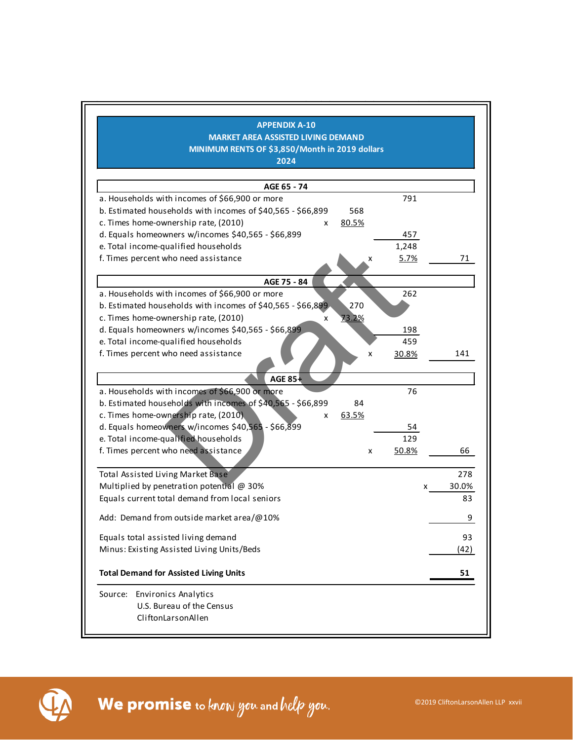## APPENDIX A-10
## MARKET AREA ASSISTED LIVING DEMAND
## MINIMUM RENTS OF $3,850/Month in 2019 dollars
## 2024

| | | | | | | |
|---|---|---|---|---|---|---|
| **AGE 65 - 74** | | | | | | |
| a. Households with incomes of $66,900 or more | | | | 791 | | |
| b. Estimated households with incomes of $40,565 - $66,899 | | 568 | | | | |
| c. Times home-ownership rate, (2010) | x | 80.5% | | | | |
| d. Equals homeowners w/incomes $40,565 - $66,899 | | | | 457 | | |
| e. Total income-qualified households | | | | 1,248 | | |
| f. Times percent who need assistance | | | x | 5.7% | | 71 |
| **AGE 75 - 84** | | | | | | |
| a. Households with incomes of $66,900 or more | | | | 262 | | |
| b. Estimated households with incomes of $40,565 - $66,899 | | 270 | | | | |
| c. Times home-ownership rate, (2010) | x | 73.2% | | | | |
| d. Equals homeowners w/incomes $40,565 - $66,899 | | | | 198 | | |
| e. Total income-qualified households | | | | 459 | | |
| f. Times percent who need assistance | | | x | 30.8% | | 141 |
| **AGE 85+** | | | | | | |
| a. Households with incomes of $66,900 or more | | | | 76 | | |
| b. Estimated households with incomes of $40,565 - $66,899 | | 84 | | | | |
| c. Times home-ownership rate, (2010) | x | 63.5% | | | | |
| d. Equals homeowners w/incomes $40,565 - $66,899 | | | | 54 | | |
| e. Total income-qualified households | | | | 129 | | |
| f. Times percent who need assistance | | | x | 50.8% | | 66 |
| Total Assisted Living Market Base | | | | | | 278 |
| Multiplied by penetration potential @ 30% | | | | | x | 30.0% |
| Equals current total demand from local seniors | | | | | | 83 |
| Add: Demand from outside market area/@10% | | | | | | 9 |
| Equals total assisted living demand | | | | | | 93 |
| Minus: Existing Assisted Living Units/Beds | | | | | | (42) |
| **Total Demand for Assisted Living Units** | | | | | | **51** |

Source: Environics Analytics
U.S. Bureau of the Census
CliftonLarsonAllen

Draft